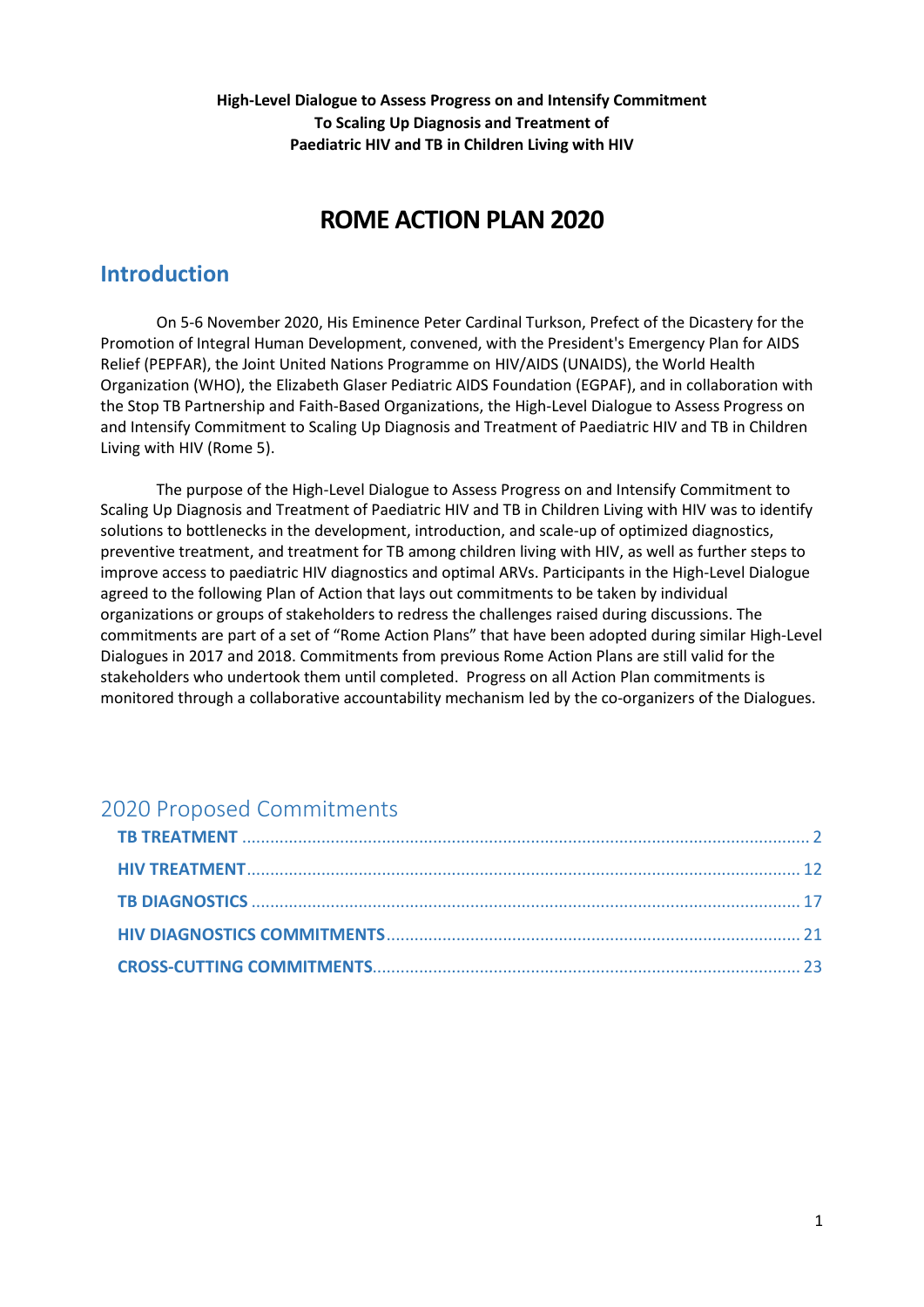**High-Level Dialogue to Assess Progress on and Intensify Commitment To Scaling Up Diagnosis and Treatment of Paediatric HIV and TB in Children Living with HIV**

# ROME ACTION PLAN 2020

## Introduction

On 5-6 November 2020, His Eminence Peter Cardinal Turkson, Prefect of the Dicastery for the Promotion of Integral Human Development, convened, with the President's Emergency Plan for AIDS Relief (PEPFAR), the Joint United Nations Programme on HIV/AIDS (UNAIDS), the World Health Organization (WHO), the Elizabeth Glaser Pediatric AIDS Foundation (EGPAF), and in collaboration with the Stop TB Partnership and Faith-Based Organizations, the High-Level Dialogue to Assess Progress on and Intensify Commitment to Scaling Up Diagnosis and Treatment of Paediatric HIV and TB in Children Living with HIV (Rome 5).

The purpose of the High-Level Dialogue to Assess Progress on and Intensify Commitment to Scaling Up Diagnosis and Treatment of Paediatric HIV and TB in Children Living with HIV was to identify solutions to bottlenecks in the development, introduction, and scale-up of optimized diagnostics, preventive treatment, and treatment for TB among children living with HIV, as well as further steps to improve access to paediatric HIV diagnostics and optimal ARVs. Participants in the High-Level Dialogue agreed to the following Plan of Action that lays out commitments to be taken by individual organizations or groups of stakeholders to redress the challenges raised during discussions. The commitments are part of a set of "Rome Action Plans" that have been adopted during similar High-Level Dialogues in 2017 and 2018. Commitments from previous Rome Action Plans are still valid for the stakeholders who undertook them until completed. Progress on all Action Plan commitments is monitored through a collaborative accountability mechanism led by the co-organizers of the Dialogues.

## 2020 Proposed Commitments

- TB TREATMENT ........ 2
- HIV TREATMENT ........ 12
- TB DIAGNOSTICS ........ 17
- HIV DIAGNOSTICS COMMITMENTS ........ 21
- CROSS-CUTTING COMMITMENTS ........ 23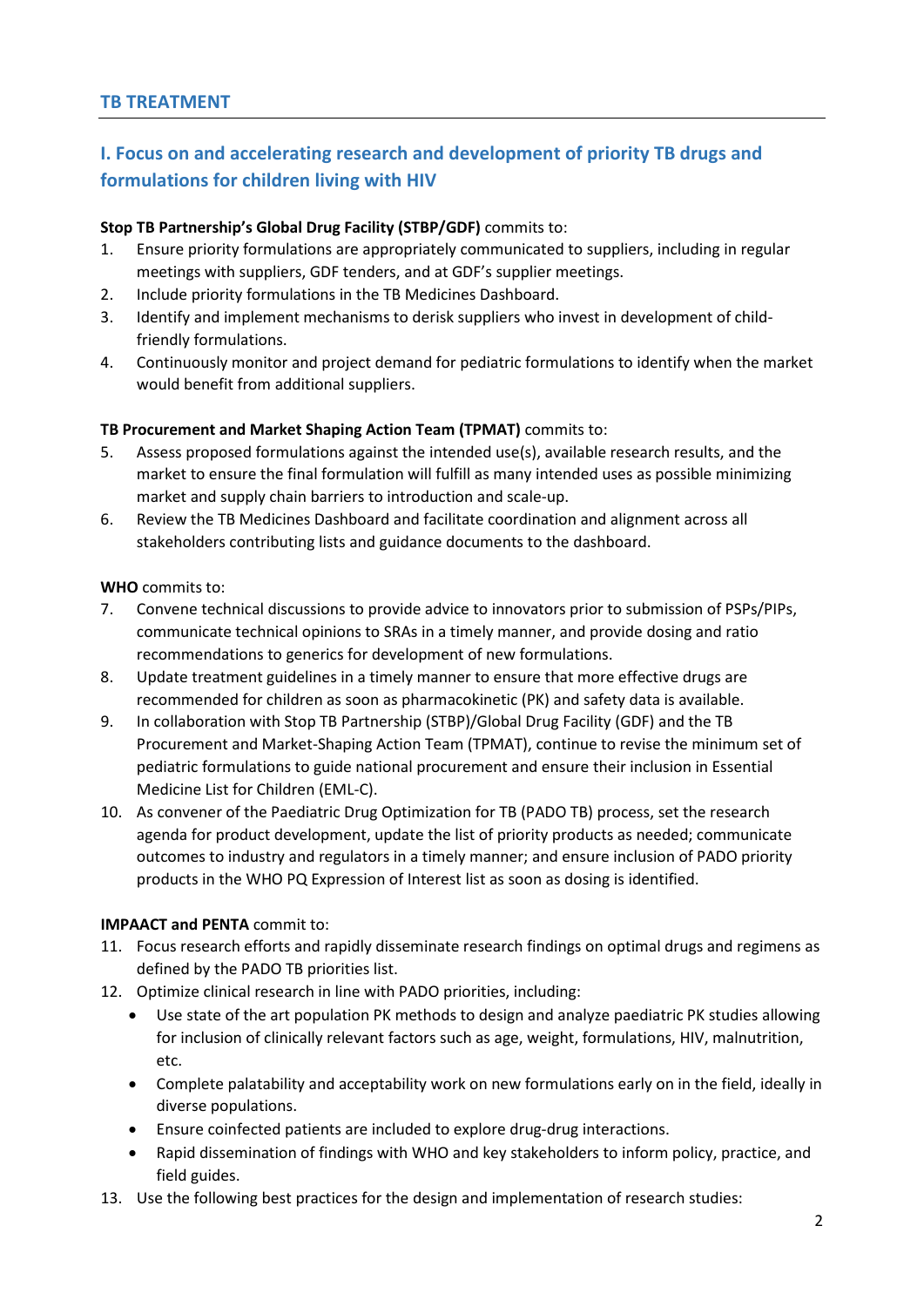## TB TREATMENT

### I. Focus on and accelerating research and development of priority TB drugs and formulations for children living with HIV

**Stop TB Partnership's Global Drug Facility (STBP/GDF)** commits to:

1. Ensure priority formulations are appropriately communicated to suppliers, including in regular meetings with suppliers, GDF tenders, and at GDF's supplier meetings.
2. Include priority formulations in the TB Medicines Dashboard.
3. Identify and implement mechanisms to derisk suppliers who invest in development of child-friendly formulations.
4. Continuously monitor and project demand for pediatric formulations to identify when the market would benefit from additional suppliers.

**TB Procurement and Market Shaping Action Team (TPMAT)** commits to:

5. Assess proposed formulations against the intended use(s), available research results, and the market to ensure the final formulation will fulfill as many intended uses as possible minimizing market and supply chain barriers to introduction and scale-up.
6. Review the TB Medicines Dashboard and facilitate coordination and alignment across all stakeholders contributing lists and guidance documents to the dashboard.

**WHO** commits to:

7. Convene technical discussions to provide advice to innovators prior to submission of PSPs/PIPs, communicate technical opinions to SRAs in a timely manner, and provide dosing and ratio recommendations to generics for development of new formulations.
8. Update treatment guidelines in a timely manner to ensure that more effective drugs are recommended for children as soon as pharmacokinetic (PK) and safety data is available.
9. In collaboration with Stop TB Partnership (STBP)/Global Drug Facility (GDF) and the TB Procurement and Market-Shaping Action Team (TPMAT), continue to revise the minimum set of pediatric formulations to guide national procurement and ensure their inclusion in Essential Medicine List for Children (EML-C).
10. As convener of the Paediatric Drug Optimization for TB (PADO TB) process, set the research agenda for product development, update the list of priority products as needed; communicate outcomes to industry and regulators in a timely manner; and ensure inclusion of PADO priority products in the WHO PQ Expression of Interest list as soon as dosing is identified.

**IMPAACT and PENTA** commit to:

11. Focus research efforts and rapidly disseminate research findings on optimal drugs and regimens as defined by the PADO TB priorities list.
12. Optimize clinical research in line with PADO priorities, including:
    - Use state of the art population PK methods to design and analyze paediatric PK studies allowing for inclusion of clinically relevant factors such as age, weight, formulations, HIV, malnutrition, etc.
    - Complete palatability and acceptability work on new formulations early on in the field, ideally in diverse populations.
    - Ensure coinfected patients are included to explore drug-drug interactions.
    - Rapid dissemination of findings with WHO and key stakeholders to inform policy, practice, and field guides.
13. Use the following best practices for the design and implementation of research studies: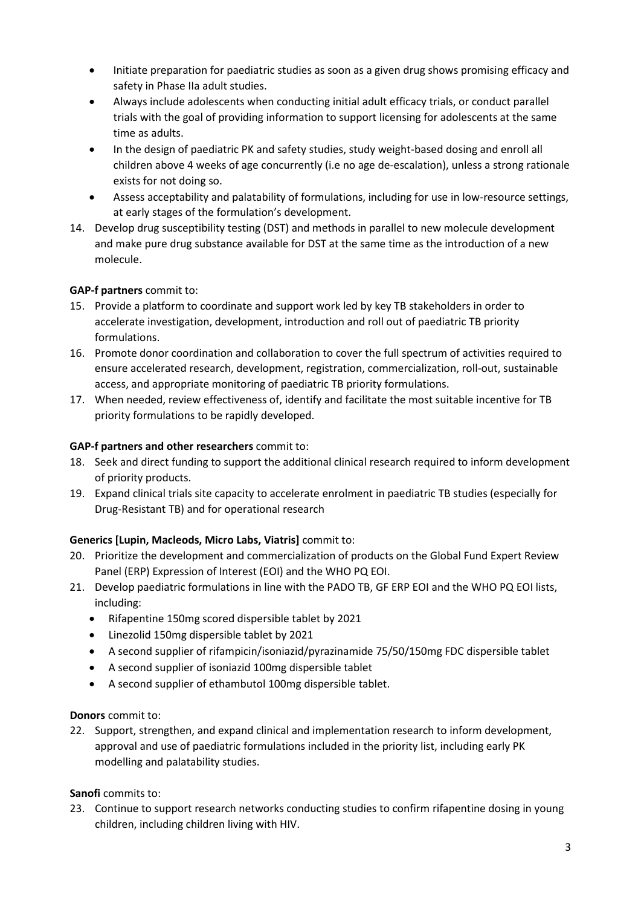- Initiate preparation for paediatric studies as soon as a given drug shows promising efficacy and safety in Phase IIa adult studies.
- Always include adolescents when conducting initial adult efficacy trials, or conduct parallel trials with the goal of providing information to support licensing for adolescents at the same time as adults.
- In the design of paediatric PK and safety studies, study weight-based dosing and enroll all children above 4 weeks of age concurrently (i.e no age de-escalation), unless a strong rationale exists for not doing so.
- Assess acceptability and palatability of formulations, including for use in low-resource settings, at early stages of the formulation's development.

14. Develop drug susceptibility testing (DST) and methods in parallel to new molecule development and make pure drug substance available for DST at the same time as the introduction of a new molecule.

**GAP-f partners** commit to:

15. Provide a platform to coordinate and support work led by key TB stakeholders in order to accelerate investigation, development, introduction and roll out of paediatric TB priority formulations.
16. Promote donor coordination and collaboration to cover the full spectrum of activities required to ensure accelerated research, development, registration, commercialization, roll-out, sustainable access, and appropriate monitoring of paediatric TB priority formulations.
17. When needed, review effectiveness of, identify and facilitate the most suitable incentive for TB priority formulations to be rapidly developed.

**GAP-f partners and other researchers** commit to:

18. Seek and direct funding to support the additional clinical research required to inform development of priority products.
19. Expand clinical trials site capacity to accelerate enrolment in paediatric TB studies (especially for Drug-Resistant TB) and for operational research

**Generics [Lupin, Macleods, Micro Labs, Viatris]** commit to:

20. Prioritize the development and commercialization of products on the Global Fund Expert Review Panel (ERP) Expression of Interest (EOI) and the WHO PQ EOI.
21. Develop paediatric formulations in line with the PADO TB, GF ERP EOI and the WHO PQ EOI lists, including:
    - Rifapentine 150mg scored dispersible tablet by 2021
    - Linezolid 150mg dispersible tablet by 2021
    - A second supplier of rifampicin/isoniazid/pyrazinamide 75/50/150mg FDC dispersible tablet
    - A second supplier of isoniazid 100mg dispersible tablet
    - A second supplier of ethambutol 100mg dispersible tablet.

**Donors** commit to:

22. Support, strengthen, and expand clinical and implementation research to inform development, approval and use of paediatric formulations included in the priority list, including early PK modelling and palatability studies.

**Sanofi** commits to:

23. Continue to support research networks conducting studies to confirm rifapentine dosing in young children, including children living with HIV.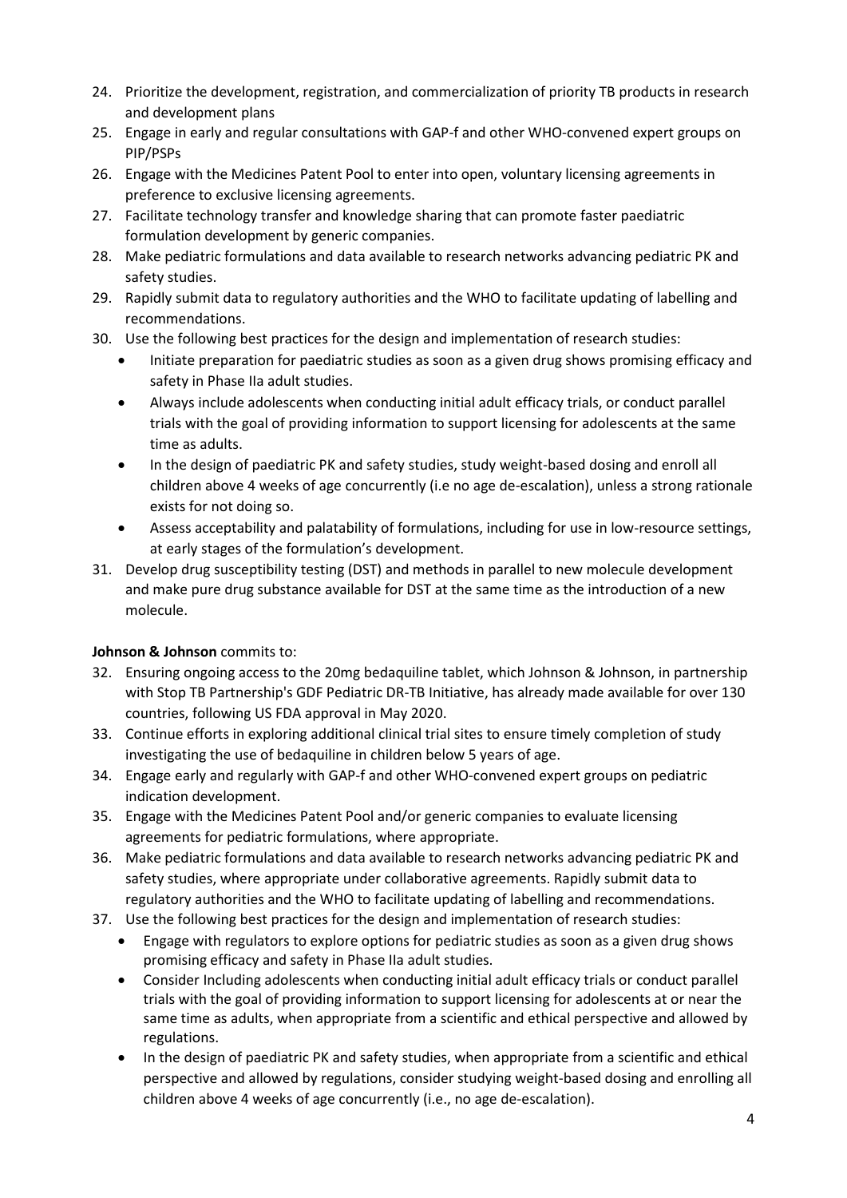24. Prioritize the development, registration, and commercialization of priority TB products in research and development plans
25. Engage in early and regular consultations with GAP-f and other WHO-convened expert groups on PIP/PSPs
26. Engage with the Medicines Patent Pool to enter into open, voluntary licensing agreements in preference to exclusive licensing agreements.
27. Facilitate technology transfer and knowledge sharing that can promote faster paediatric formulation development by generic companies.
28. Make pediatric formulations and data available to research networks advancing pediatric PK and safety studies.
29. Rapidly submit data to regulatory authorities and the WHO to facilitate updating of labelling and recommendations.
30. Use the following best practices for the design and implementation of research studies:
    - Initiate preparation for paediatric studies as soon as a given drug shows promising efficacy and safety in Phase IIa adult studies.
    - Always include adolescents when conducting initial adult efficacy trials, or conduct parallel trials with the goal of providing information to support licensing for adolescents at the same time as adults.
    - In the design of paediatric PK and safety studies, study weight-based dosing and enroll all children above 4 weeks of age concurrently (i.e no age de-escalation), unless a strong rationale exists for not doing so.
    - Assess acceptability and palatability of formulations, including for use in low-resource settings, at early stages of the formulation's development.
31. Develop drug susceptibility testing (DST) and methods in parallel to new molecule development and make pure drug substance available for DST at the same time as the introduction of a new molecule.

**Johnson & Johnson** commits to:

32. Ensuring ongoing access to the 20mg bedaquiline tablet, which Johnson & Johnson, in partnership with Stop TB Partnership's GDF Pediatric DR-TB Initiative, has already made available for over 130 countries, following US FDA approval in May 2020.
33. Continue efforts in exploring additional clinical trial sites to ensure timely completion of study investigating the use of bedaquiline in children below 5 years of age.
34. Engage early and regularly with GAP-f and other WHO-convened expert groups on pediatric indication development.
35. Engage with the Medicines Patent Pool and/or generic companies to evaluate licensing agreements for pediatric formulations, where appropriate.
36. Make pediatric formulations and data available to research networks advancing pediatric PK and safety studies, where appropriate under collaborative agreements. Rapidly submit data to regulatory authorities and the WHO to facilitate updating of labelling and recommendations.
37. Use the following best practices for the design and implementation of research studies:
    - Engage with regulators to explore options for pediatric studies as soon as a given drug shows promising efficacy and safety in Phase IIa adult studies.
    - Consider Including adolescents when conducting initial adult efficacy trials or conduct parallel trials with the goal of providing information to support licensing for adolescents at or near the same time as adults, when appropriate from a scientific and ethical perspective and allowed by regulations.
    - In the design of paediatric PK and safety studies, when appropriate from a scientific and ethical perspective and allowed by regulations, consider studying weight-based dosing and enrolling all children above 4 weeks of age concurrently (i.e., no age de-escalation).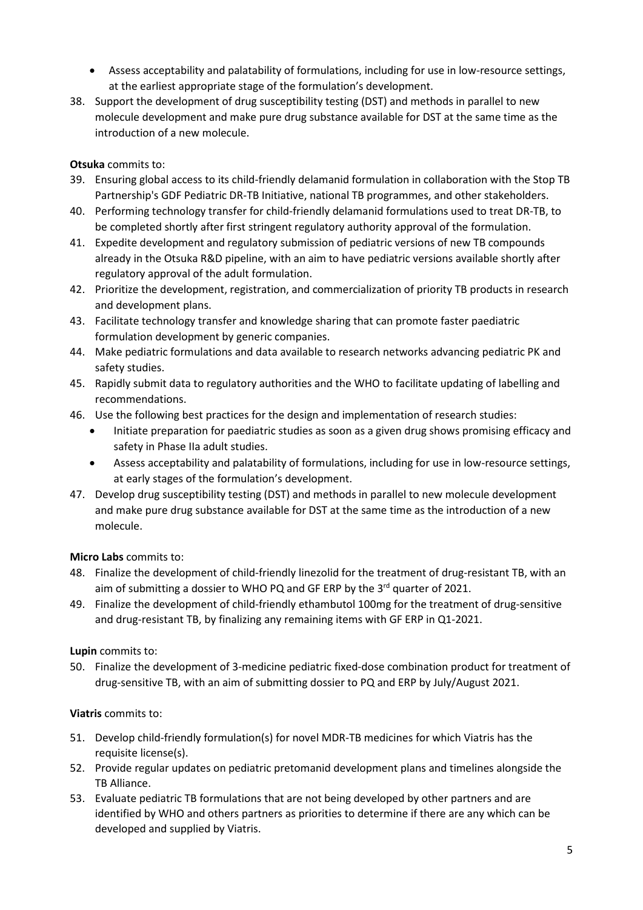- Assess acceptability and palatability of formulations, including for use in low-resource settings, at the earliest appropriate stage of the formulation's development.

38. Support the development of drug susceptibility testing (DST) and methods in parallel to new molecule development and make pure drug substance available for DST at the same time as the introduction of a new molecule.

**Otsuka** commits to:

39. Ensuring global access to its child-friendly delamanid formulation in collaboration with the Stop TB Partnership's GDF Pediatric DR-TB Initiative, national TB programmes, and other stakeholders.
40. Performing technology transfer for child-friendly delamanid formulations used to treat DR-TB, to be completed shortly after first stringent regulatory authority approval of the formulation.
41. Expedite development and regulatory submission of pediatric versions of new TB compounds already in the Otsuka R&D pipeline, with an aim to have pediatric versions available shortly after regulatory approval of the adult formulation.
42. Prioritize the development, registration, and commercialization of priority TB products in research and development plans.
43. Facilitate technology transfer and knowledge sharing that can promote faster paediatric formulation development by generic companies.
44. Make pediatric formulations and data available to research networks advancing pediatric PK and safety studies.
45. Rapidly submit data to regulatory authorities and the WHO to facilitate updating of labelling and recommendations.
46. Use the following best practices for the design and implementation of research studies:
    - Initiate preparation for paediatric studies as soon as a given drug shows promising efficacy and safety in Phase IIa adult studies.
    - Assess acceptability and palatability of formulations, including for use in low-resource settings, at early stages of the formulation's development.
47. Develop drug susceptibility testing (DST) and methods in parallel to new molecule development and make pure drug substance available for DST at the same time as the introduction of a new molecule.

**Micro Labs** commits to:

48. Finalize the development of child-friendly linezolid for the treatment of drug-resistant TB, with an aim of submitting a dossier to WHO PQ and GF ERP by the 3rd quarter of 2021.
49. Finalize the development of child-friendly ethambutol 100mg for the treatment of drug-sensitive and drug-resistant TB, by finalizing any remaining items with GF ERP in Q1-2021.

**Lupin** commits to:

50. Finalize the development of 3-medicine pediatric fixed-dose combination product for treatment of drug-sensitive TB, with an aim of submitting dossier to PQ and ERP by July/August 2021.

**Viatris** commits to:

51. Develop child-friendly formulation(s) for novel MDR-TB medicines for which Viatris has the requisite license(s).
52. Provide regular updates on pediatric pretomanid development plans and timelines alongside the TB Alliance.
53. Evaluate pediatric TB formulations that are not being developed by other partners and are identified by WHO and others partners as priorities to determine if there are any which can be developed and supplied by Viatris.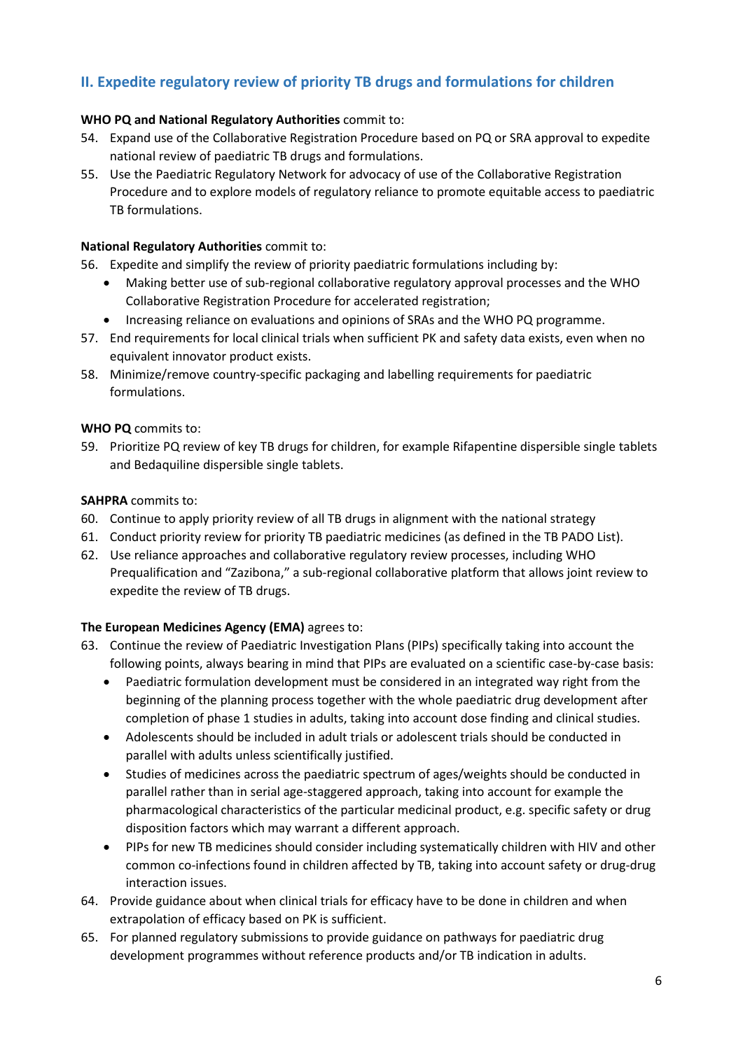## II. Expedite regulatory review of priority TB drugs and formulations for children

**WHO PQ and National Regulatory Authorities** commit to:

54. Expand use of the Collaborative Registration Procedure based on PQ or SRA approval to expedite national review of paediatric TB drugs and formulations.
55. Use the Paediatric Regulatory Network for advocacy of use of the Collaborative Registration Procedure and to explore models of regulatory reliance to promote equitable access to paediatric TB formulations.

**National Regulatory Authorities** commit to:

56. Expedite and simplify the review of priority paediatric formulations including by:
    - Making better use of sub-regional collaborative regulatory approval processes and the WHO Collaborative Registration Procedure for accelerated registration;
    - Increasing reliance on evaluations and opinions of SRAs and the WHO PQ programme.
57. End requirements for local clinical trials when sufficient PK and safety data exists, even when no equivalent innovator product exists.
58. Minimize/remove country-specific packaging and labelling requirements for paediatric formulations.

**WHO PQ** commits to:

59. Prioritize PQ review of key TB drugs for children, for example Rifapentine dispersible single tablets and Bedaquiline dispersible single tablets.

**SAHPRA** commits to:

60. Continue to apply priority review of all TB drugs in alignment with the national strategy
61. Conduct priority review for priority TB paediatric medicines (as defined in the TB PADO List).
62. Use reliance approaches and collaborative regulatory review processes, including WHO Prequalification and "Zazibona," a sub-regional collaborative platform that allows joint review to expedite the review of TB drugs.

**The European Medicines Agency (EMA)** agrees to:

63. Continue the review of Paediatric Investigation Plans (PIPs) specifically taking into account the following points, always bearing in mind that PIPs are evaluated on a scientific case-by-case basis:
    - Paediatric formulation development must be considered in an integrated way right from the beginning of the planning process together with the whole paediatric drug development after completion of phase 1 studies in adults, taking into account dose finding and clinical studies.
    - Adolescents should be included in adult trials or adolescent trials should be conducted in parallel with adults unless scientifically justified.
    - Studies of medicines across the paediatric spectrum of ages/weights should be conducted in parallel rather than in serial age-staggered approach, taking into account for example the pharmacological characteristics of the particular medicinal product, e.g. specific safety or drug disposition factors which may warrant a different approach.
    - PIPs for new TB medicines should consider including systematically children with HIV and other common co-infections found in children affected by TB, taking into account safety or drug-drug interaction issues.
64. Provide guidance about when clinical trials for efficacy have to be done in children and when extrapolation of efficacy based on PK is sufficient.
65. For planned regulatory submissions to provide guidance on pathways for paediatric drug development programmes without reference products and/or TB indication in adults.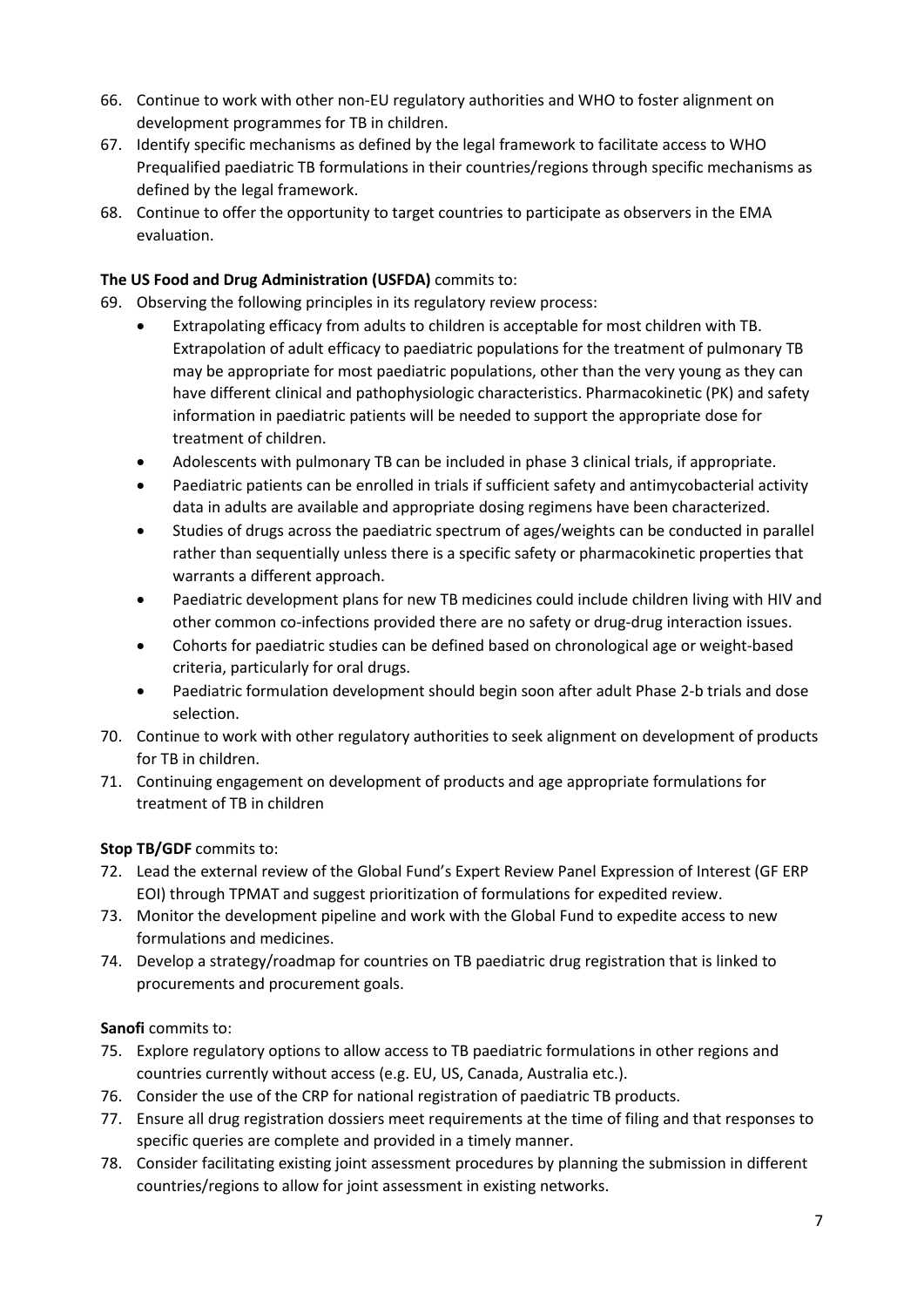66. Continue to work with other non-EU regulatory authorities and WHO to foster alignment on development programmes for TB in children.
67. Identify specific mechanisms as defined by the legal framework to facilitate access to WHO Prequalified paediatric TB formulations in their countries/regions through specific mechanisms as defined by the legal framework.
68. Continue to offer the opportunity to target countries to participate as observers in the EMA evaluation.

**The US Food and Drug Administration (USFDA)** commits to:

69. Observing the following principles in its regulatory review process:
    - Extrapolating efficacy from adults to children is acceptable for most children with TB. Extrapolation of adult efficacy to paediatric populations for the treatment of pulmonary TB may be appropriate for most paediatric populations, other than the very young as they can have different clinical and pathophysiologic characteristics. Pharmacokinetic (PK) and safety information in paediatric patients will be needed to support the appropriate dose for treatment of children.
    - Adolescents with pulmonary TB can be included in phase 3 clinical trials, if appropriate.
    - Paediatric patients can be enrolled in trials if sufficient safety and antimycobacterial activity data in adults are available and appropriate dosing regimens have been characterized.
    - Studies of drugs across the paediatric spectrum of ages/weights can be conducted in parallel rather than sequentially unless there is a specific safety or pharmacokinetic properties that warrants a different approach.
    - Paediatric development plans for new TB medicines could include children living with HIV and other common co-infections provided there are no safety or drug-drug interaction issues.
    - Cohorts for paediatric studies can be defined based on chronological age or weight-based criteria, particularly for oral drugs.
    - Paediatric formulation development should begin soon after adult Phase 2-b trials and dose selection.
70. Continue to work with other regulatory authorities to seek alignment on development of products for TB in children.
71. Continuing engagement on development of products and age appropriate formulations for treatment of TB in children

**Stop TB/GDF** commits to:

72. Lead the external review of the Global Fund's Expert Review Panel Expression of Interest (GF ERP EOI) through TPMAT and suggest prioritization of formulations for expedited review.
73. Monitor the development pipeline and work with the Global Fund to expedite access to new formulations and medicines.
74. Develop a strategy/roadmap for countries on TB paediatric drug registration that is linked to procurements and procurement goals.

**Sanofi** commits to:

75. Explore regulatory options to allow access to TB paediatric formulations in other regions and countries currently without access (e.g. EU, US, Canada, Australia etc.).
76. Consider the use of the CRP for national registration of paediatric TB products.
77. Ensure all drug registration dossiers meet requirements at the time of filing and that responses to specific queries are complete and provided in a timely manner.
78. Consider facilitating existing joint assessment procedures by planning the submission in different countries/regions to allow for joint assessment in existing networks.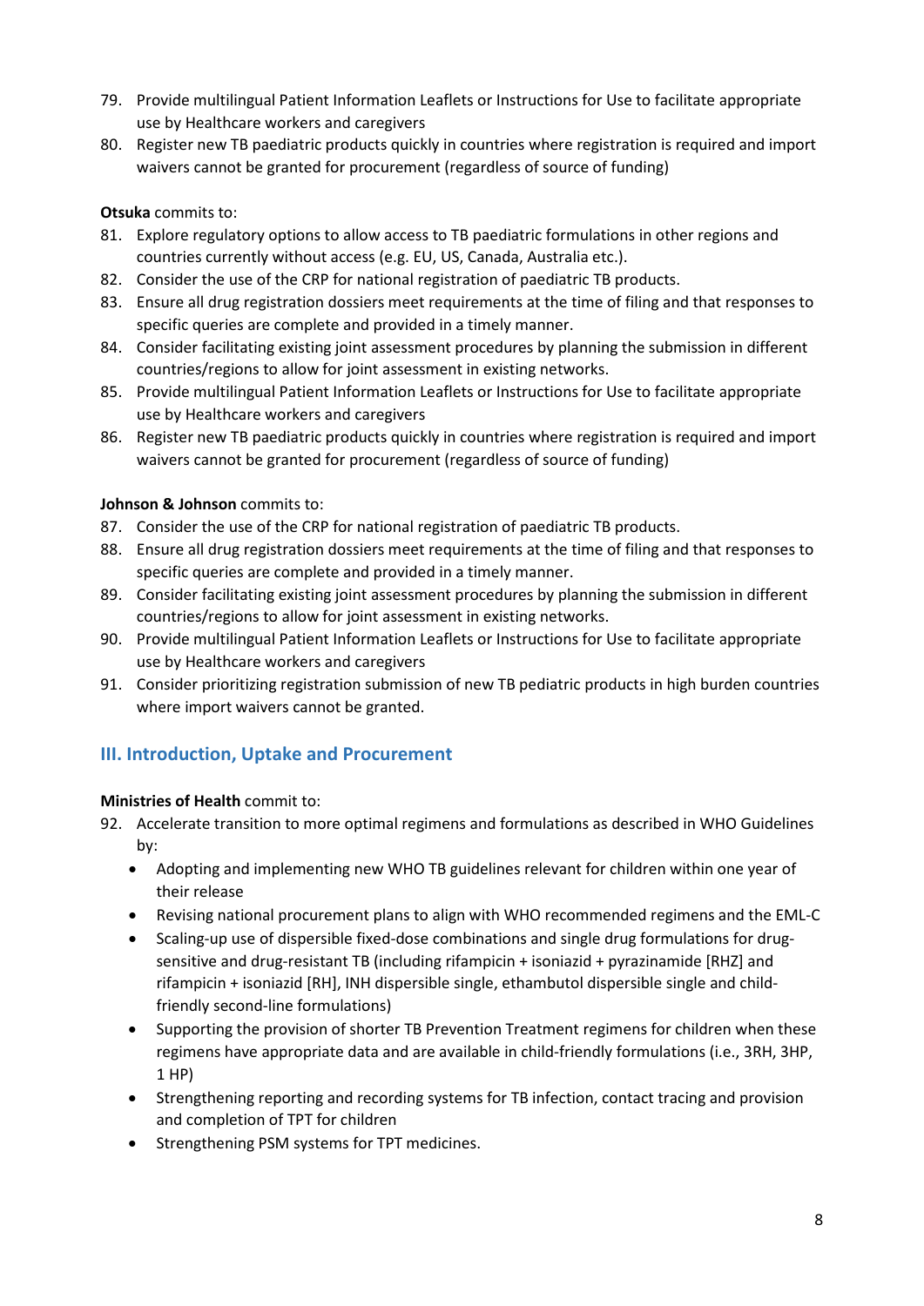79. Provide multilingual Patient Information Leaflets or Instructions for Use to facilitate appropriate use by Healthcare workers and caregivers
80. Register new TB paediatric products quickly in countries where registration is required and import waivers cannot be granted for procurement (regardless of source of funding)

**Otsuka** commits to:

81. Explore regulatory options to allow access to TB paediatric formulations in other regions and countries currently without access (e.g. EU, US, Canada, Australia etc.).
82. Consider the use of the CRP for national registration of paediatric TB products.
83. Ensure all drug registration dossiers meet requirements at the time of filing and that responses to specific queries are complete and provided in a timely manner.
84. Consider facilitating existing joint assessment procedures by planning the submission in different countries/regions to allow for joint assessment in existing networks.
85. Provide multilingual Patient Information Leaflets or Instructions for Use to facilitate appropriate use by Healthcare workers and caregivers
86. Register new TB paediatric products quickly in countries where registration is required and import waivers cannot be granted for procurement (regardless of source of funding)

**Johnson & Johnson** commits to:

87. Consider the use of the CRP for national registration of paediatric TB products.
88. Ensure all drug registration dossiers meet requirements at the time of filing and that responses to specific queries are complete and provided in a timely manner.
89. Consider facilitating existing joint assessment procedures by planning the submission in different countries/regions to allow for joint assessment in existing networks.
90. Provide multilingual Patient Information Leaflets or Instructions for Use to facilitate appropriate use by Healthcare workers and caregivers
91. Consider prioritizing registration submission of new TB pediatric products in high burden countries where import waivers cannot be granted.

## III. Introduction, Uptake and Procurement

**Ministries of Health** commit to:

92. Accelerate transition to more optimal regimens and formulations as described in WHO Guidelines by:
    - Adopting and implementing new WHO TB guidelines relevant for children within one year of their release
    - Revising national procurement plans to align with WHO recommended regimens and the EML-C
    - Scaling-up use of dispersible fixed-dose combinations and single drug formulations for drug-sensitive and drug-resistant TB (including rifampicin + isoniazid + pyrazinamide [RHZ] and rifampicin + isoniazid [RH], INH dispersible single, ethambutol dispersible single and child-friendly second-line formulations)
    - Supporting the provision of shorter TB Prevention Treatment regimens for children when these regimens have appropriate data and are available in child-friendly formulations (i.e., 3RH, 3HP, 1 HP)
    - Strengthening reporting and recording systems for TB infection, contact tracing and provision and completion of TPT for children
    - Strengthening PSM systems for TPT medicines.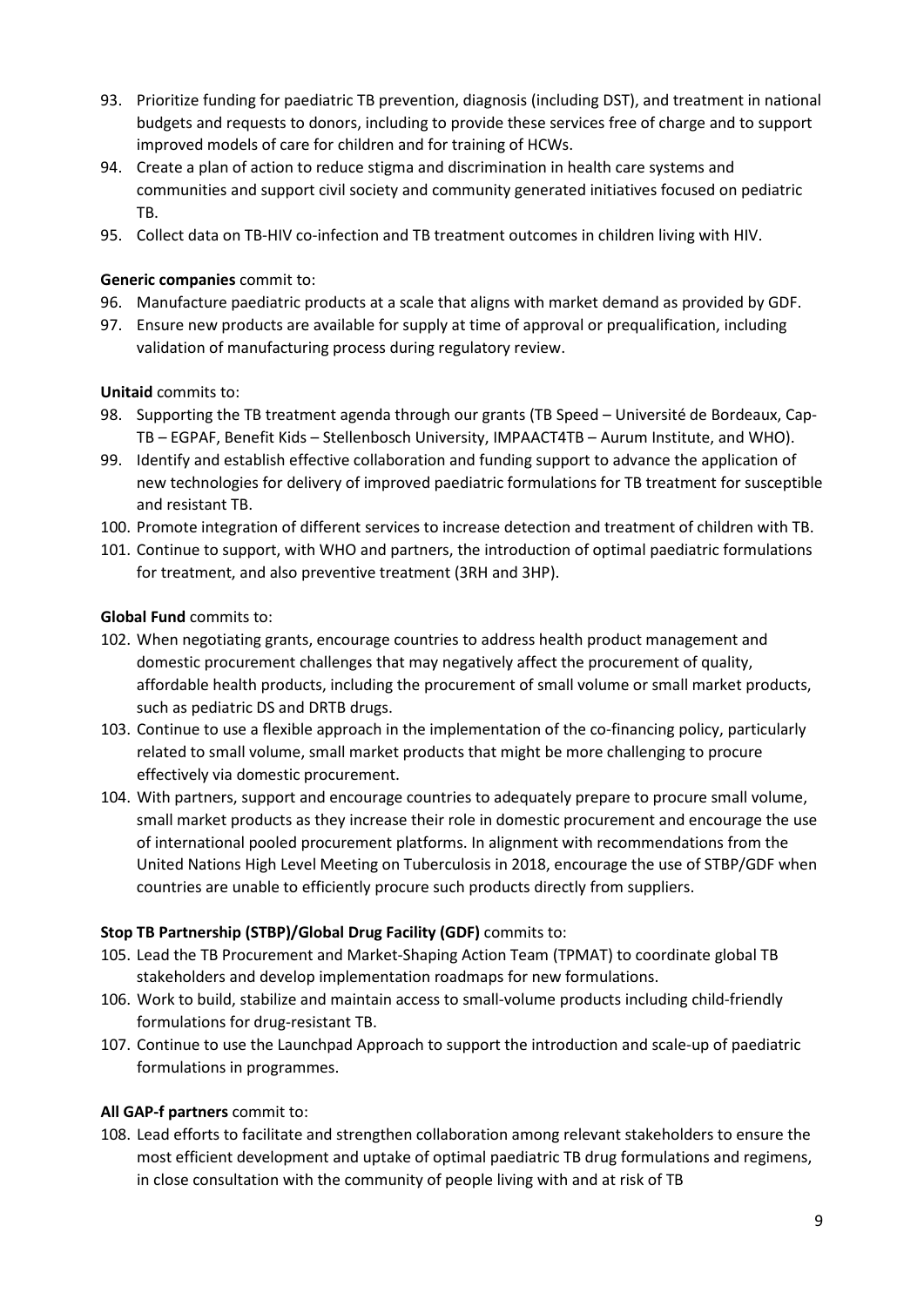93. Prioritize funding for paediatric TB prevention, diagnosis (including DST), and treatment in national budgets and requests to donors, including to provide these services free of charge and to support improved models of care for children and for training of HCWs.
94. Create a plan of action to reduce stigma and discrimination in health care systems and communities and support civil society and community generated initiatives focused on pediatric TB.
95. Collect data on TB-HIV co-infection and TB treatment outcomes in children living with HIV.

**Generic companies** commit to:

96. Manufacture paediatric products at a scale that aligns with market demand as provided by GDF.
97. Ensure new products are available for supply at time of approval or prequalification, including validation of manufacturing process during regulatory review.

**Unitaid** commits to:

98. Supporting the TB treatment agenda through our grants (TB Speed – Université de Bordeaux, Cap-TB – EGPAF, Benefit Kids – Stellenbosch University, IMPAACT4TB – Aurum Institute, and WHO).
99. Identify and establish effective collaboration and funding support to advance the application of new technologies for delivery of improved paediatric formulations for TB treatment for susceptible and resistant TB.
100. Promote integration of different services to increase detection and treatment of children with TB.
101. Continue to support, with WHO and partners, the introduction of optimal paediatric formulations for treatment, and also preventive treatment (3RH and 3HP).

**Global Fund** commits to:

102. When negotiating grants, encourage countries to address health product management and domestic procurement challenges that may negatively affect the procurement of quality, affordable health products, including the procurement of small volume or small market products, such as pediatric DS and DRTB drugs.
103. Continue to use a flexible approach in the implementation of the co-financing policy, particularly related to small volume, small market products that might be more challenging to procure effectively via domestic procurement.
104. With partners, support and encourage countries to adequately prepare to procure small volume, small market products as they increase their role in domestic procurement and encourage the use of international pooled procurement platforms. In alignment with recommendations from the United Nations High Level Meeting on Tuberculosis in 2018, encourage the use of STBP/GDF when countries are unable to efficiently procure such products directly from suppliers.

**Stop TB Partnership (STBP)/Global Drug Facility (GDF)** commits to:

105. Lead the TB Procurement and Market-Shaping Action Team (TPMAT) to coordinate global TB stakeholders and develop implementation roadmaps for new formulations.
106. Work to build, stabilize and maintain access to small-volume products including child-friendly formulations for drug-resistant TB.
107. Continue to use the Launchpad Approach to support the introduction and scale-up of paediatric formulations in programmes.

**All GAP-f partners** commit to:

108. Lead efforts to facilitate and strengthen collaboration among relevant stakeholders to ensure the most efficient development and uptake of optimal paediatric TB drug formulations and regimens, in close consultation with the community of people living with and at risk of TB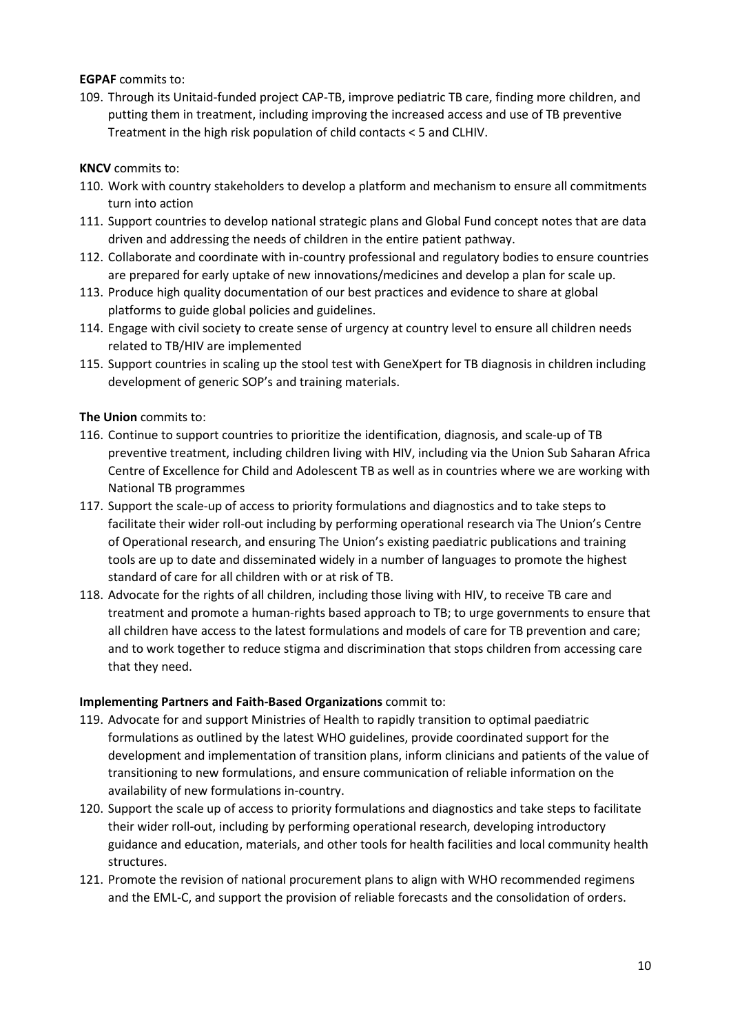**EGPAF** commits to:

109. Through its Unitaid-funded project CAP-TB, improve pediatric TB care, finding more children, and putting them in treatment, including improving the increased access and use of TB preventive Treatment in the high risk population of child contacts < 5 and CLHIV.

**KNCV** commits to:

110. Work with country stakeholders to develop a platform and mechanism to ensure all commitments turn into action
111. Support countries to develop national strategic plans and Global Fund concept notes that are data driven and addressing the needs of children in the entire patient pathway.
112. Collaborate and coordinate with in-country professional and regulatory bodies to ensure countries are prepared for early uptake of new innovations/medicines and develop a plan for scale up.
113. Produce high quality documentation of our best practices and evidence to share at global platforms to guide global policies and guidelines.
114. Engage with civil society to create sense of urgency at country level to ensure all children needs related to TB/HIV are implemented
115. Support countries in scaling up the stool test with GeneXpert for TB diagnosis in children including development of generic SOP's and training materials.

**The Union** commits to:

116. Continue to support countries to prioritize the identification, diagnosis, and scale-up of TB preventive treatment, including children living with HIV, including via the Union Sub Saharan Africa Centre of Excellence for Child and Adolescent TB as well as in countries where we are working with National TB programmes
117. Support the scale-up of access to priority formulations and diagnostics and to take steps to facilitate their wider roll-out including by performing operational research via The Union's Centre of Operational research, and ensuring The Union's existing paediatric publications and training tools are up to date and disseminated widely in a number of languages to promote the highest standard of care for all children with or at risk of TB.
118. Advocate for the rights of all children, including those living with HIV, to receive TB care and treatment and promote a human-rights based approach to TB; to urge governments to ensure that all children have access to the latest formulations and models of care for TB prevention and care; and to work together to reduce stigma and discrimination that stops children from accessing care that they need.

**Implementing Partners and Faith-Based Organizations** commit to:

119. Advocate for and support Ministries of Health to rapidly transition to optimal paediatric formulations as outlined by the latest WHO guidelines, provide coordinated support for the development and implementation of transition plans, inform clinicians and patients of the value of transitioning to new formulations, and ensure communication of reliable information on the availability of new formulations in-country.
120. Support the scale up of access to priority formulations and diagnostics and take steps to facilitate their wider roll-out, including by performing operational research, developing introductory guidance and education, materials, and other tools for health facilities and local community health structures.
121. Promote the revision of national procurement plans to align with WHO recommended regimens and the EML-C, and support the provision of reliable forecasts and the consolidation of orders.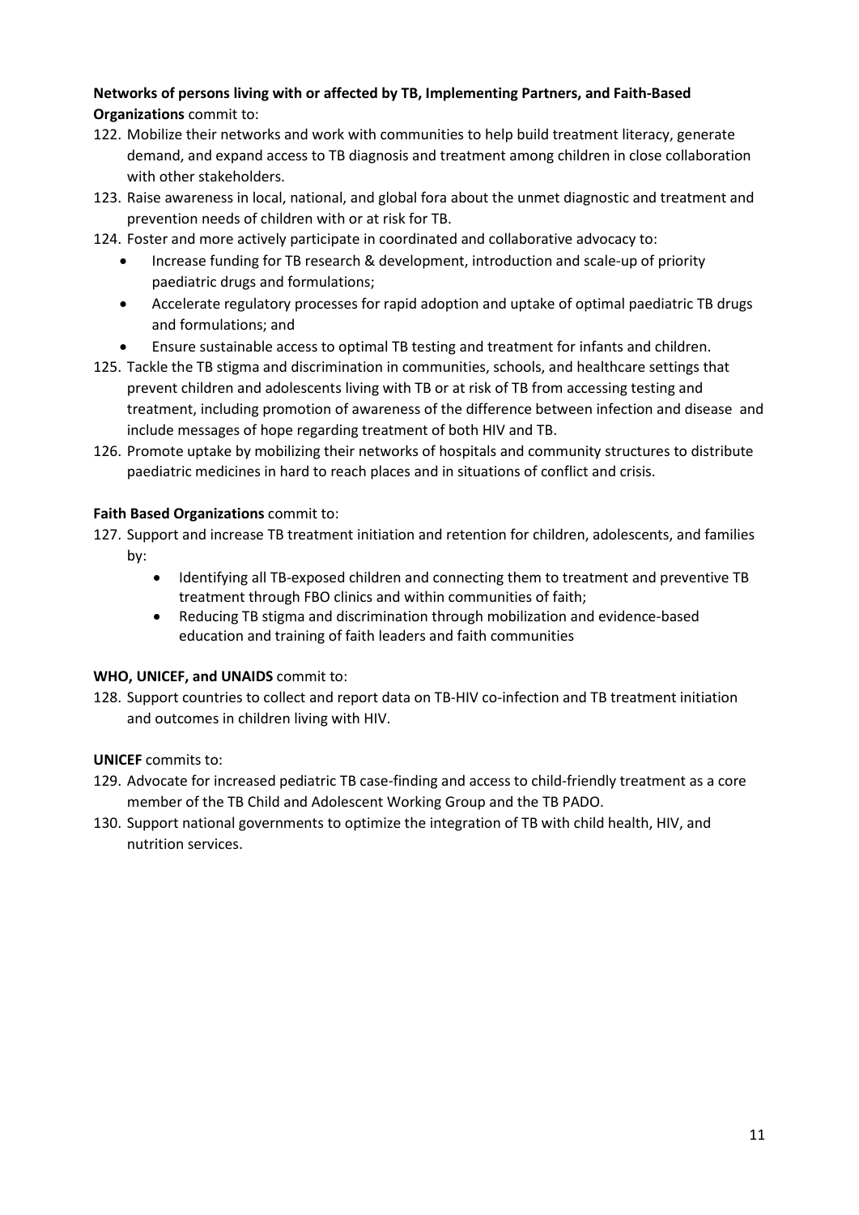**Networks of persons living with or affected by TB, Implementing Partners, and Faith-Based Organizations** commit to:

122. Mobilize their networks and work with communities to help build treatment literacy, generate demand, and expand access to TB diagnosis and treatment among children in close collaboration with other stakeholders.
123. Raise awareness in local, national, and global fora about the unmet diagnostic and treatment and prevention needs of children with or at risk for TB.
124. Foster and more actively participate in coordinated and collaborative advocacy to:
    - Increase funding for TB research & development, introduction and scale-up of priority paediatric drugs and formulations;
    - Accelerate regulatory processes for rapid adoption and uptake of optimal paediatric TB drugs and formulations; and
    - Ensure sustainable access to optimal TB testing and treatment for infants and children.
125. Tackle the TB stigma and discrimination in communities, schools, and healthcare settings that prevent children and adolescents living with TB or at risk of TB from accessing testing and treatment, including promotion of awareness of the difference between infection and disease and include messages of hope regarding treatment of both HIV and TB.
126. Promote uptake by mobilizing their networks of hospitals and community structures to distribute paediatric medicines in hard to reach places and in situations of conflict and crisis.

**Faith Based Organizations** commit to:

127. Support and increase TB treatment initiation and retention for children, adolescents, and families by:
    - Identifying all TB-exposed children and connecting them to treatment and preventive TB treatment through FBO clinics and within communities of faith;
    - Reducing TB stigma and discrimination through mobilization and evidence-based education and training of faith leaders and faith communities

**WHO, UNICEF, and UNAIDS** commit to:

128. Support countries to collect and report data on TB-HIV co-infection and TB treatment initiation and outcomes in children living with HIV.

**UNICEF** commits to:

129. Advocate for increased pediatric TB case-finding and access to child-friendly treatment as a core member of the TB Child and Adolescent Working Group and the TB PADO.
130. Support national governments to optimize the integration of TB with child health, HIV, and nutrition services.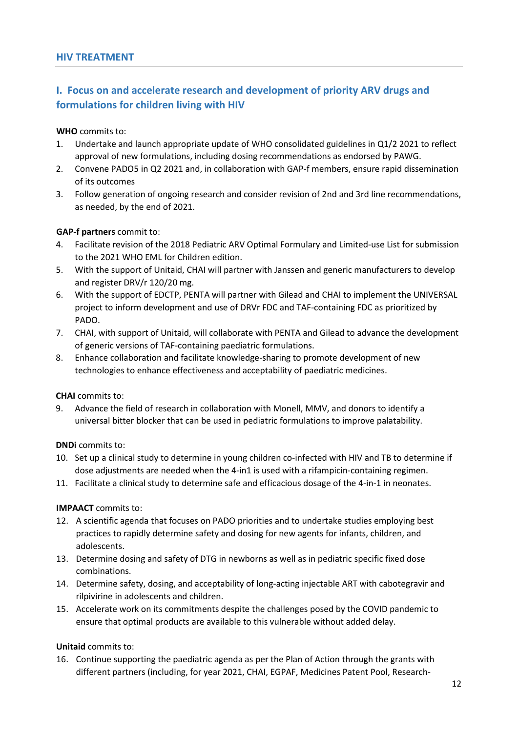## HIV TREATMENT

### I. Focus on and accelerate research and development of priority ARV drugs and formulations for children living with HIV

**WHO** commits to:

1. Undertake and launch appropriate update of WHO consolidated guidelines in Q1/2 2021 to reflect approval of new formulations, including dosing recommendations as endorsed by PAWG.
2. Convene PADO5 in Q2 2021 and, in collaboration with GAP-f members, ensure rapid dissemination of its outcomes
3. Follow generation of ongoing research and consider revision of 2nd and 3rd line recommendations, as needed, by the end of 2021.

**GAP-f partners** commit to:

4. Facilitate revision of the 2018 Pediatric ARV Optimal Formulary and Limited-use List for submission to the 2021 WHO EML for Children edition.
5. With the support of Unitaid, CHAI will partner with Janssen and generic manufacturers to develop and register DRV/r 120/20 mg.
6. With the support of EDCTP, PENTA will partner with Gilead and CHAI to implement the UNIVERSAL project to inform development and use of DRVr FDC and TAF-containing FDC as prioritized by PADO.
7. CHAI, with support of Unitaid, will collaborate with PENTA and Gilead to advance the development of generic versions of TAF-containing paediatric formulations.
8. Enhance collaboration and facilitate knowledge-sharing to promote development of new technologies to enhance effectiveness and acceptability of paediatric medicines.

**CHAI** commits to:

9. Advance the field of research in collaboration with Monell, MMV, and donors to identify a universal bitter blocker that can be used in pediatric formulations to improve palatability.

**DNDi** commits to:

10. Set up a clinical study to determine in young children co-infected with HIV and TB to determine if dose adjustments are needed when the 4-in1 is used with a rifampicin-containing regimen.
11. Facilitate a clinical study to determine safe and efficacious dosage of the 4-in-1 in neonates.

**IMPAACT** commits to:

12. A scientific agenda that focuses on PADO priorities and to undertake studies employing best practices to rapidly determine safety and dosing for new agents for infants, children, and adolescents.
13. Determine dosing and safety of DTG in newborns as well as in pediatric specific fixed dose combinations.
14. Determine safety, dosing, and acceptability of long-acting injectable ART with cabotegravir and rilpivirine in adolescents and children.
15. Accelerate work on its commitments despite the challenges posed by the COVID pandemic to ensure that optimal products are available to this vulnerable without added delay.

**Unitaid** commits to:

16. Continue supporting the paediatric agenda as per the Plan of Action through the grants with different partners (including, for year 2021, CHAI, EGPAF, Medicines Patent Pool, Research-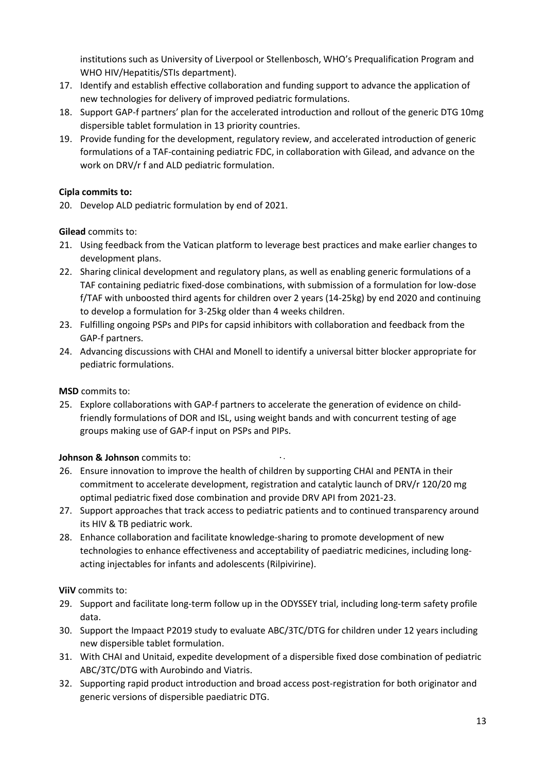institutions such as University of Liverpool or Stellenbosch, WHO's Prequalification Program and WHO HIV/Hepatitis/STIs department).

17. Identify and establish effective collaboration and funding support to advance the application of new technologies for delivery of improved pediatric formulations.
18. Support GAP-f partners' plan for the accelerated introduction and rollout of the generic DTG 10mg dispersible tablet formulation in 13 priority countries.
19. Provide funding for the development, regulatory review, and accelerated introduction of generic formulations of a TAF-containing pediatric FDC, in collaboration with Gilead, and advance on the work on DRV/r f and ALD pediatric formulation.

**Cipla commits to:**

20. Develop ALD pediatric formulation by end of 2021.

**Gilead** commits to:

21. Using feedback from the Vatican platform to leverage best practices and make earlier changes to development plans.
22. Sharing clinical development and regulatory plans, as well as enabling generic formulations of a TAF containing pediatric fixed-dose combinations, with submission of a formulation for low-dose f/TAF with unboosted third agents for children over 2 years (14-25kg) by end 2020 and continuing to develop a formulation for 3-25kg older than 4 weeks children.
23. Fulfilling ongoing PSPs and PIPs for capsid inhibitors with collaboration and feedback from the GAP-f partners.
24. Advancing discussions with CHAI and Monell to identify a universal bitter blocker appropriate for pediatric formulations.

**MSD** commits to:

25. Explore collaborations with GAP-f partners to accelerate the generation of evidence on child-friendly formulations of DOR and ISL, using weight bands and with concurrent testing of age groups making use of GAP-f input on PSPs and PIPs.

**Johnson & Johnson** commits to:

26. Ensure innovation to improve the health of children by supporting CHAI and PENTA in their commitment to accelerate development, registration and catalytic launch of DRV/r 120/20 mg optimal pediatric fixed dose combination and provide DRV API from 2021-23.
27. Support approaches that track access to pediatric patients and to continued transparency around its HIV & TB pediatric work.
28. Enhance collaboration and facilitate knowledge-sharing to promote development of new technologies to enhance effectiveness and acceptability of paediatric medicines, including long-acting injectables for infants and adolescents (Rilpivirine).

**ViiV** commits to:

29. Support and facilitate long-term follow up in the ODYSSEY trial, including long-term safety profile data.
30. Support the Impaact P2019 study to evaluate ABC/3TC/DTG for children under 12 years including new dispersible tablet formulation.
31. With CHAI and Unitaid, expedite development of a dispersible fixed dose combination of pediatric ABC/3TC/DTG with Aurobindo and Viatris.
32. Supporting rapid product introduction and broad access post-registration for both originator and generic versions of dispersible paediatric DTG.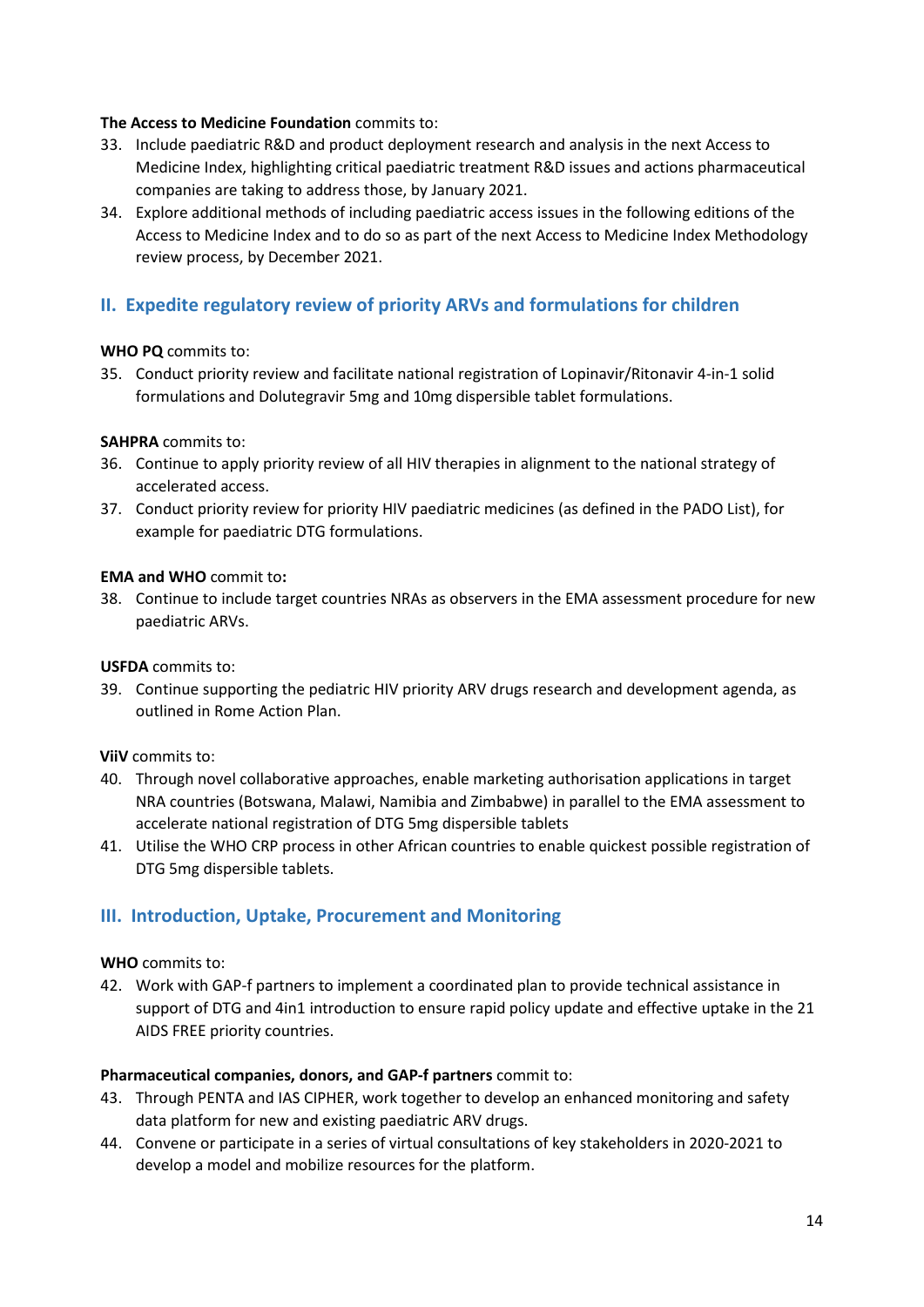**The Access to Medicine Foundation** commits to:

33. Include paediatric R&D and product deployment research and analysis in the next Access to Medicine Index, highlighting critical paediatric treatment R&D issues and actions pharmaceutical companies are taking to address those, by January 2021.
34. Explore additional methods of including paediatric access issues in the following editions of the Access to Medicine Index and to do so as part of the next Access to Medicine Index Methodology review process, by December 2021.

## II. Expedite regulatory review of priority ARVs and formulations for children

**WHO PQ** commits to:

35. Conduct priority review and facilitate national registration of Lopinavir/Ritonavir 4-in-1 solid formulations and Dolutegravir 5mg and 10mg dispersible tablet formulations.

**SAHPRA** commits to:

36. Continue to apply priority review of all HIV therapies in alignment to the national strategy of accelerated access.
37. Conduct priority review for priority HIV paediatric medicines (as defined in the PADO List), for example for paediatric DTG formulations.

**EMA and WHO** commit to**:**

38. Continue to include target countries NRAs as observers in the EMA assessment procedure for new paediatric ARVs.

**USFDA** commits to:

39. Continue supporting the pediatric HIV priority ARV drugs research and development agenda, as outlined in Rome Action Plan.

**ViiV** commits to:

40. Through novel collaborative approaches, enable marketing authorisation applications in target NRA countries (Botswana, Malawi, Namibia and Zimbabwe) in parallel to the EMA assessment to accelerate national registration of DTG 5mg dispersible tablets
41. Utilise the WHO CRP process in other African countries to enable quickest possible registration of DTG 5mg dispersible tablets.

## III. Introduction, Uptake, Procurement and Monitoring

**WHO** commits to:

42. Work with GAP-f partners to implement a coordinated plan to provide technical assistance in support of DTG and 4in1 introduction to ensure rapid policy update and effective uptake in the 21 AIDS FREE priority countries.

**Pharmaceutical companies, donors, and GAP-f partners** commit to:

43. Through PENTA and IAS CIPHER, work together to develop an enhanced monitoring and safety data platform for new and existing paediatric ARV drugs.
44. Convene or participate in a series of virtual consultations of key stakeholders in 2020-2021 to develop a model and mobilize resources for the platform.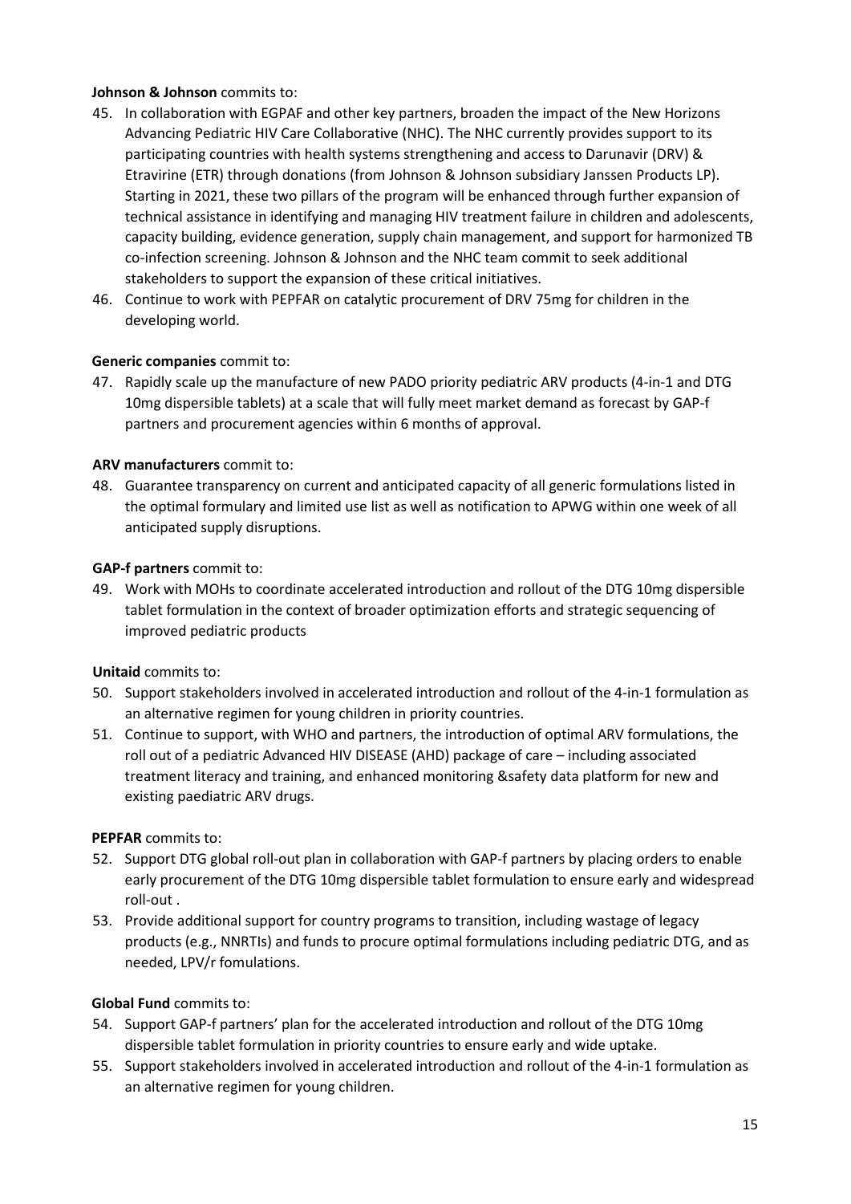**Johnson & Johnson** commits to:

45. In collaboration with EGPAF and other key partners, broaden the impact of the New Horizons Advancing Pediatric HIV Care Collaborative (NHC). The NHC currently provides support to its participating countries with health systems strengthening and access to Darunavir (DRV) & Etravirine (ETR) through donations (from Johnson & Johnson subsidiary Janssen Products LP). Starting in 2021, these two pillars of the program will be enhanced through further expansion of technical assistance in identifying and managing HIV treatment failure in children and adolescents, capacity building, evidence generation, supply chain management, and support for harmonized TB co-infection screening. Johnson & Johnson and the NHC team commit to seek additional stakeholders to support the expansion of these critical initiatives.
46. Continue to work with PEPFAR on catalytic procurement of DRV 75mg for children in the developing world.

**Generic companies** commit to:

47. Rapidly scale up the manufacture of new PADO priority pediatric ARV products (4-in-1 and DTG 10mg dispersible tablets) at a scale that will fully meet market demand as forecast by GAP-f partners and procurement agencies within 6 months of approval.

**ARV manufacturers** commit to:

48. Guarantee transparency on current and anticipated capacity of all generic formulations listed in the optimal formulary and limited use list as well as notification to APWG within one week of all anticipated supply disruptions.

**GAP-f partners** commit to:

49. Work with MOHs to coordinate accelerated introduction and rollout of the DTG 10mg dispersible tablet formulation in the context of broader optimization efforts and strategic sequencing of improved pediatric products

**Unitaid** commits to:

50. Support stakeholders involved in accelerated introduction and rollout of the 4-in-1 formulation as an alternative regimen for young children in priority countries.
51. Continue to support, with WHO and partners, the introduction of optimal ARV formulations, the roll out of a pediatric Advanced HIV DISEASE (AHD) package of care – including associated treatment literacy and training, and enhanced monitoring &safety data platform for new and existing paediatric ARV drugs.

**PEPFAR** commits to:

52. Support DTG global roll-out plan in collaboration with GAP-f partners by placing orders to enable early procurement of the DTG 10mg dispersible tablet formulation to ensure early and widespread roll-out .
53. Provide additional support for country programs to transition, including wastage of legacy products (e.g., NNRTIs) and funds to procure optimal formulations including pediatric DTG, and as needed, LPV/r fomulations.

**Global Fund** commits to:

54. Support GAP-f partners' plan for the accelerated introduction and rollout of the DTG 10mg dispersible tablet formulation in priority countries to ensure early and wide uptake.
55. Support stakeholders involved in accelerated introduction and rollout of the 4-in-1 formulation as an alternative regimen for young children.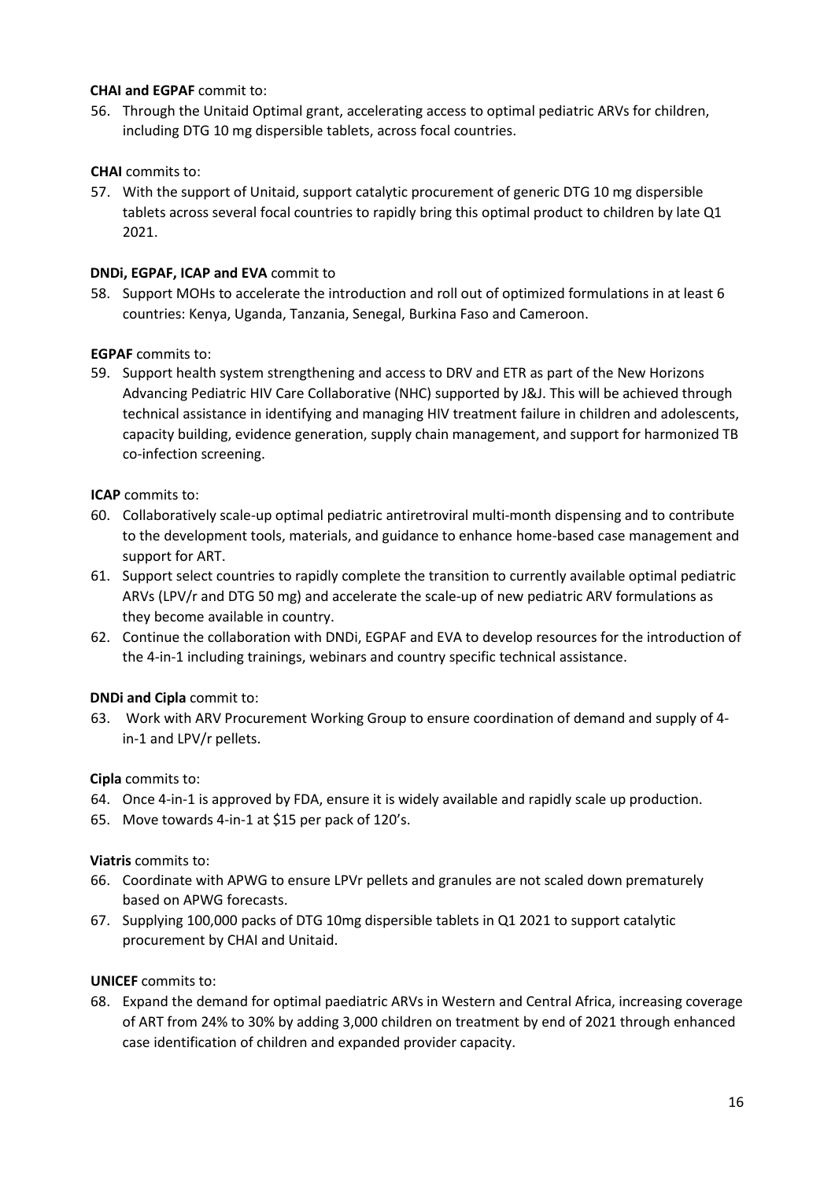**CHAI and EGPAF** commit to:

56. Through the Unitaid Optimal grant, accelerating access to optimal pediatric ARVs for children, including DTG 10 mg dispersible tablets, across focal countries.

**CHAI** commits to:

57. With the support of Unitaid, support catalytic procurement of generic DTG 10 mg dispersible tablets across several focal countries to rapidly bring this optimal product to children by late Q1 2021.

**DNDi, EGPAF, ICAP and EVA** commit to

58. Support MOHs to accelerate the introduction and roll out of optimized formulations in at least 6 countries: Kenya, Uganda, Tanzania, Senegal, Burkina Faso and Cameroon.

**EGPAF** commits to:

59. Support health system strengthening and access to DRV and ETR as part of the New Horizons Advancing Pediatric HIV Care Collaborative (NHC) supported by J&J. This will be achieved through technical assistance in identifying and managing HIV treatment failure in children and adolescents, capacity building, evidence generation, supply chain management, and support for harmonized TB co-infection screening.

**ICAP** commits to:

60. Collaboratively scale-up optimal pediatric antiretroviral multi-month dispensing and to contribute to the development tools, materials, and guidance to enhance home-based case management and support for ART.
61. Support select countries to rapidly complete the transition to currently available optimal pediatric ARVs (LPV/r and DTG 50 mg) and accelerate the scale-up of new pediatric ARV formulations as they become available in country.
62. Continue the collaboration with DNDi, EGPAF and EVA to develop resources for the introduction of the 4-in-1 including trainings, webinars and country specific technical assistance.

**DNDi and Cipla** commit to:

63. Work with ARV Procurement Working Group to ensure coordination of demand and supply of 4-in-1 and LPV/r pellets.

**Cipla** commits to:

64. Once 4-in-1 is approved by FDA, ensure it is widely available and rapidly scale up production.
65. Move towards 4-in-1 at $15 per pack of 120's.

**Viatris** commits to:

66. Coordinate with APWG to ensure LPVr pellets and granules are not scaled down prematurely based on APWG forecasts.
67. Supplying 100,000 packs of DTG 10mg dispersible tablets in Q1 2021 to support catalytic procurement by CHAI and Unitaid.

**UNICEF** commits to:

68. Expand the demand for optimal paediatric ARVs in Western and Central Africa, increasing coverage of ART from 24% to 30% by adding 3,000 children on treatment by end of 2021 through enhanced case identification of children and expanded provider capacity.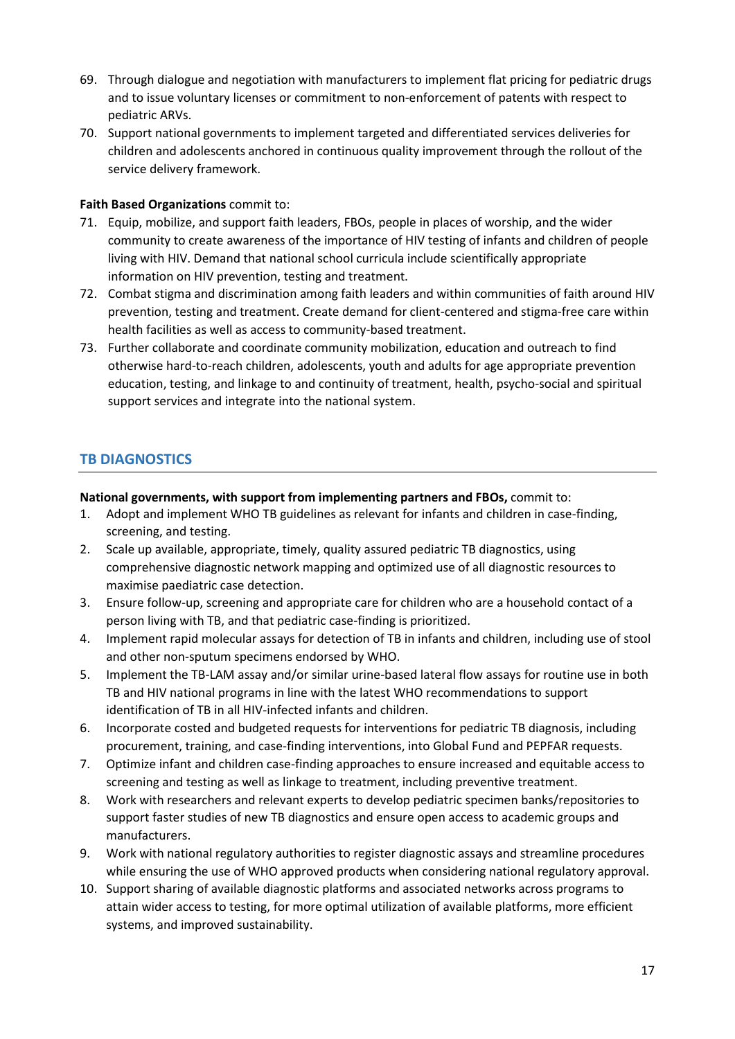69. Through dialogue and negotiation with manufacturers to implement flat pricing for pediatric drugs and to issue voluntary licenses or commitment to non-enforcement of patents with respect to pediatric ARVs.
70. Support national governments to implement targeted and differentiated services deliveries for children and adolescents anchored in continuous quality improvement through the rollout of the service delivery framework.

**Faith Based Organizations** commit to:

71. Equip, mobilize, and support faith leaders, FBOs, people in places of worship, and the wider community to create awareness of the importance of HIV testing of infants and children of people living with HIV. Demand that national school curricula include scientifically appropriate information on HIV prevention, testing and treatment.
72. Combat stigma and discrimination among faith leaders and within communities of faith around HIV prevention, testing and treatment. Create demand for client-centered and stigma-free care within health facilities as well as access to community-based treatment.
73. Further collaborate and coordinate community mobilization, education and outreach to find otherwise hard-to-reach children, adolescents, youth and adults for age appropriate prevention education, testing, and linkage to and continuity of treatment, health, psycho-social and spiritual support services and integrate into the national system.

## TB DIAGNOSTICS

**National governments, with support from implementing partners and FBOs,** commit to:

1. Adopt and implement WHO TB guidelines as relevant for infants and children in case-finding, screening, and testing.
2. Scale up available, appropriate, timely, quality assured pediatric TB diagnostics, using comprehensive diagnostic network mapping and optimized use of all diagnostic resources to maximise paediatric case detection.
3. Ensure follow-up, screening and appropriate care for children who are a household contact of a person living with TB, and that pediatric case-finding is prioritized.
4. Implement rapid molecular assays for detection of TB in infants and children, including use of stool and other non-sputum specimens endorsed by WHO.
5. Implement the TB-LAM assay and/or similar urine-based lateral flow assays for routine use in both TB and HIV national programs in line with the latest WHO recommendations to support identification of TB in all HIV-infected infants and children.
6. Incorporate costed and budgeted requests for interventions for pediatric TB diagnosis, including procurement, training, and case-finding interventions, into Global Fund and PEPFAR requests.
7. Optimize infant and children case-finding approaches to ensure increased and equitable access to screening and testing as well as linkage to treatment, including preventive treatment.
8. Work with researchers and relevant experts to develop pediatric specimen banks/repositories to support faster studies of new TB diagnostics and ensure open access to academic groups and manufacturers.
9. Work with national regulatory authorities to register diagnostic assays and streamline procedures while ensuring the use of WHO approved products when considering national regulatory approval.
10. Support sharing of available diagnostic platforms and associated networks across programs to attain wider access to testing, for more optimal utilization of available platforms, more efficient systems, and improved sustainability.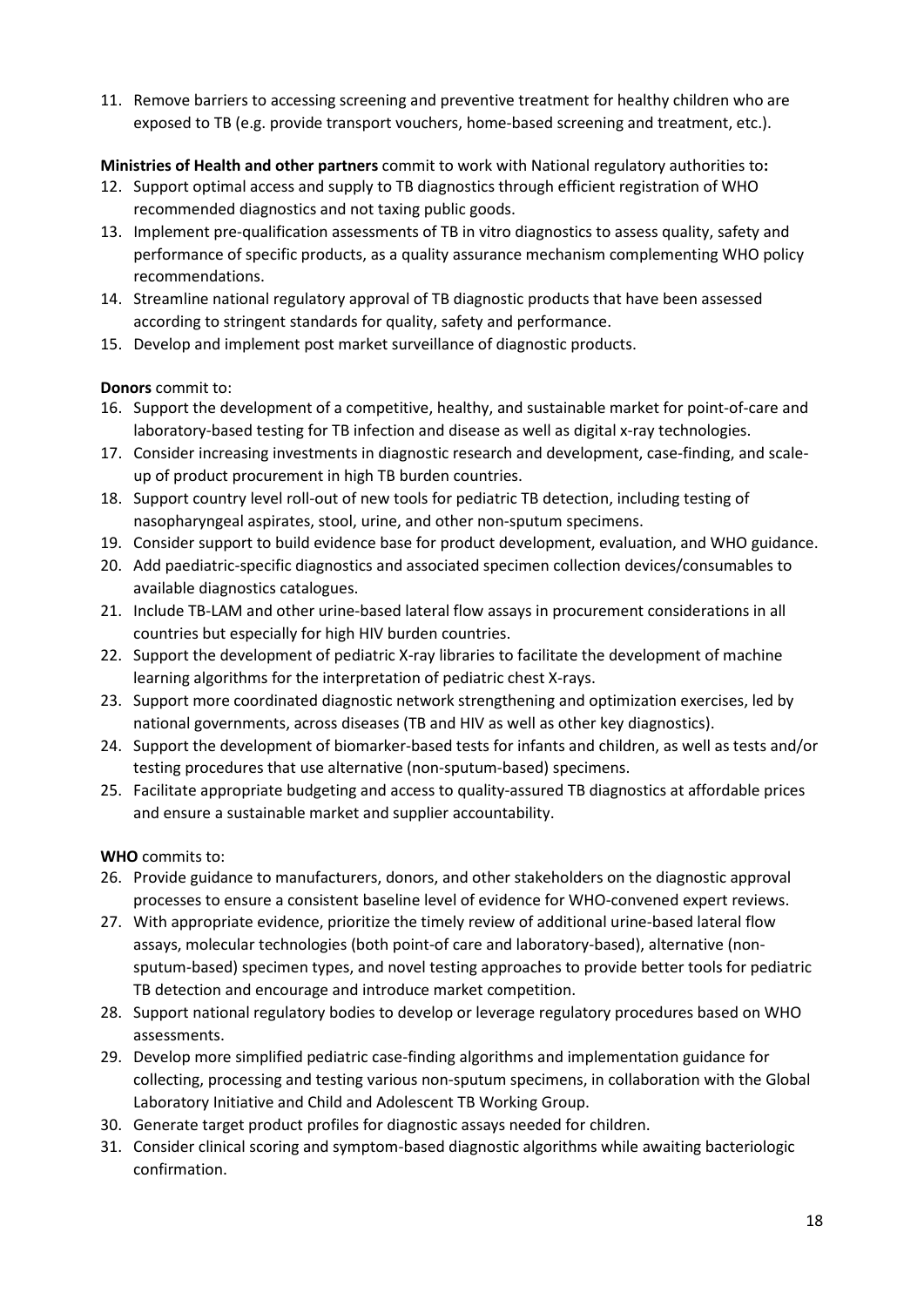11. Remove barriers to accessing screening and preventive treatment for healthy children who are exposed to TB (e.g. provide transport vouchers, home-based screening and treatment, etc.).

**Ministries of Health and other partners** commit to work with National regulatory authorities to**:**

12. Support optimal access and supply to TB diagnostics through efficient registration of WHO recommended diagnostics and not taxing public goods.
13. Implement pre-qualification assessments of TB in vitro diagnostics to assess quality, safety and performance of specific products, as a quality assurance mechanism complementing WHO policy recommendations.
14. Streamline national regulatory approval of TB diagnostic products that have been assessed according to stringent standards for quality, safety and performance.
15. Develop and implement post market surveillance of diagnostic products.

**Donors** commit to:

16. Support the development of a competitive, healthy, and sustainable market for point-of-care and laboratory-based testing for TB infection and disease as well as digital x-ray technologies.
17. Consider increasing investments in diagnostic research and development, case-finding, and scale-up of product procurement in high TB burden countries.
18. Support country level roll-out of new tools for pediatric TB detection, including testing of nasopharyngeal aspirates, stool, urine, and other non-sputum specimens.
19. Consider support to build evidence base for product development, evaluation, and WHO guidance.
20. Add paediatric-specific diagnostics and associated specimen collection devices/consumables to available diagnostics catalogues.
21. Include TB-LAM and other urine-based lateral flow assays in procurement considerations in all countries but especially for high HIV burden countries.
22. Support the development of pediatric X-ray libraries to facilitate the development of machine learning algorithms for the interpretation of pediatric chest X-rays.
23. Support more coordinated diagnostic network strengthening and optimization exercises, led by national governments, across diseases (TB and HIV as well as other key diagnostics).
24. Support the development of biomarker-based tests for infants and children, as well as tests and/or testing procedures that use alternative (non-sputum-based) specimens.
25. Facilitate appropriate budgeting and access to quality-assured TB diagnostics at affordable prices and ensure a sustainable market and supplier accountability.

**WHO** commits to:

26. Provide guidance to manufacturers, donors, and other stakeholders on the diagnostic approval processes to ensure a consistent baseline level of evidence for WHO-convened expert reviews.
27. With appropriate evidence, prioritize the timely review of additional urine-based lateral flow assays, molecular technologies (both point-of care and laboratory-based), alternative (non-sputum-based) specimen types, and novel testing approaches to provide better tools for pediatric TB detection and encourage and introduce market competition.
28. Support national regulatory bodies to develop or leverage regulatory procedures based on WHO assessments.
29. Develop more simplified pediatric case-finding algorithms and implementation guidance for collecting, processing and testing various non-sputum specimens, in collaboration with the Global Laboratory Initiative and Child and Adolescent TB Working Group.
30. Generate target product profiles for diagnostic assays needed for children.
31. Consider clinical scoring and symptom-based diagnostic algorithms while awaiting bacteriologic confirmation.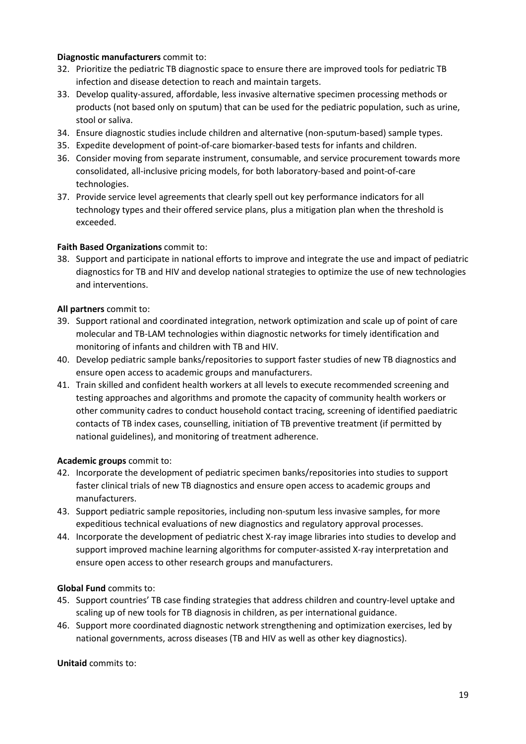**Diagnostic manufacturers** commit to:

32. Prioritize the pediatric TB diagnostic space to ensure there are improved tools for pediatric TB infection and disease detection to reach and maintain targets.
33. Develop quality-assured, affordable, less invasive alternative specimen processing methods or products (not based only on sputum) that can be used for the pediatric population, such as urine, stool or saliva.
34. Ensure diagnostic studies include children and alternative (non-sputum-based) sample types.
35. Expedite development of point-of-care biomarker-based tests for infants and children.
36. Consider moving from separate instrument, consumable, and service procurement towards more consolidated, all-inclusive pricing models, for both laboratory-based and point-of-care technologies.
37. Provide service level agreements that clearly spell out key performance indicators for all technology types and their offered service plans, plus a mitigation plan when the threshold is exceeded.

**Faith Based Organizations** commit to:

38. Support and participate in national efforts to improve and integrate the use and impact of pediatric diagnostics for TB and HIV and develop national strategies to optimize the use of new technologies and interventions.

**All partners** commit to:

39. Support rational and coordinated integration, network optimization and scale up of point of care molecular and TB-LAM technologies within diagnostic networks for timely identification and monitoring of infants and children with TB and HIV.
40. Develop pediatric sample banks/repositories to support faster studies of new TB diagnostics and ensure open access to academic groups and manufacturers.
41. Train skilled and confident health workers at all levels to execute recommended screening and testing approaches and algorithms and promote the capacity of community health workers or other community cadres to conduct household contact tracing, screening of identified paediatric contacts of TB index cases, counselling, initiation of TB preventive treatment (if permitted by national guidelines), and monitoring of treatment adherence.

**Academic groups** commit to:

42. Incorporate the development of pediatric specimen banks/repositories into studies to support faster clinical trials of new TB diagnostics and ensure open access to academic groups and manufacturers.
43. Support pediatric sample repositories, including non-sputum less invasive samples, for more expeditious technical evaluations of new diagnostics and regulatory approval processes.
44. Incorporate the development of pediatric chest X-ray image libraries into studies to develop and support improved machine learning algorithms for computer-assisted X-ray interpretation and ensure open access to other research groups and manufacturers.

**Global Fund** commits to:

45. Support countries' TB case finding strategies that address children and country-level uptake and scaling up of new tools for TB diagnosis in children, as per international guidance.
46. Support more coordinated diagnostic network strengthening and optimization exercises, led by national governments, across diseases (TB and HIV as well as other key diagnostics).

**Unitaid** commits to: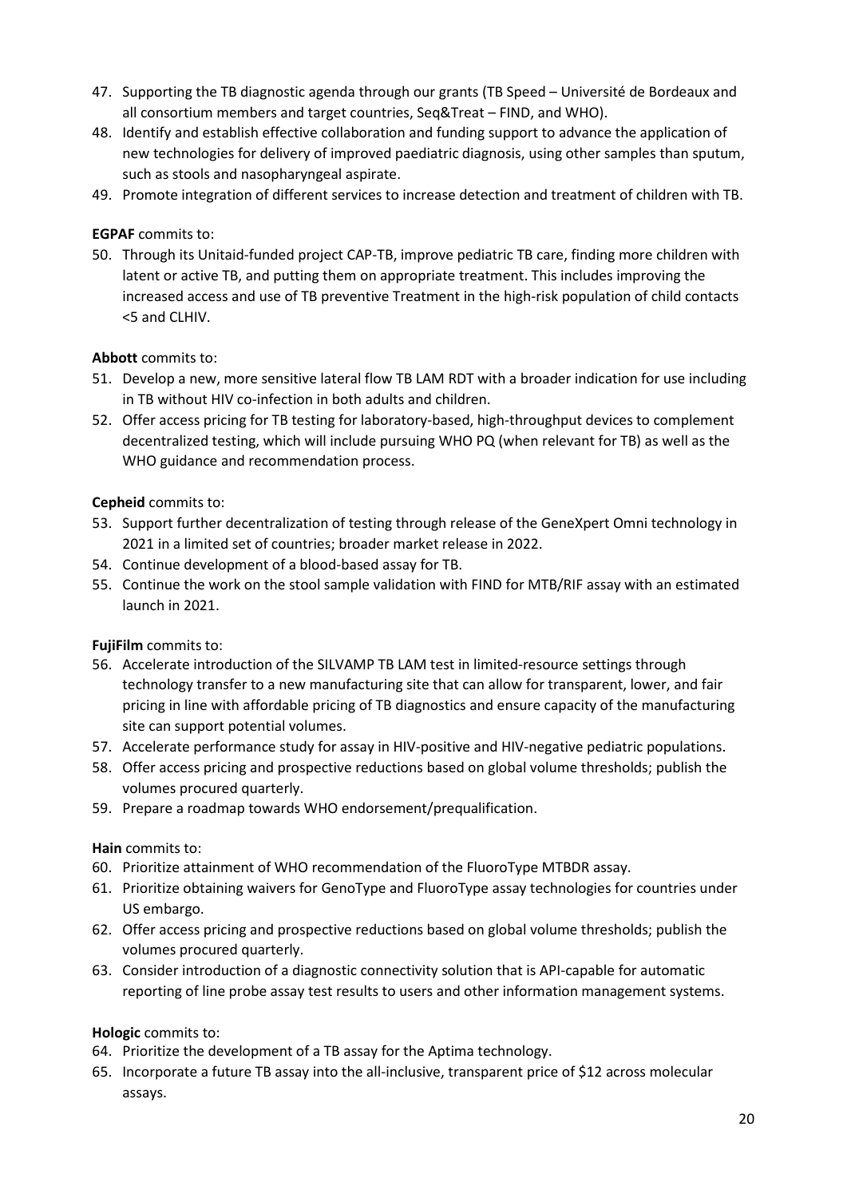47. Supporting the TB diagnostic agenda through our grants (TB Speed – Université de Bordeaux and all consortium members and target countries, Seq&Treat – FIND, and WHO).
48. Identify and establish effective collaboration and funding support to advance the application of new technologies for delivery of improved paediatric diagnosis, using other samples than sputum, such as stools and nasopharyngeal aspirate.
49. Promote integration of different services to increase detection and treatment of children with TB.

**EGPAF** commits to:

50. Through its Unitaid-funded project CAP-TB, improve pediatric TB care, finding more children with latent or active TB, and putting them on appropriate treatment. This includes improving the increased access and use of TB preventive Treatment in the high-risk population of child contacts <5 and CLHIV.

**Abbott** commits to:

51. Develop a new, more sensitive lateral flow TB LAM RDT with a broader indication for use including in TB without HIV co-infection in both adults and children.
52. Offer access pricing for TB testing for laboratory-based, high-throughput devices to complement decentralized testing, which will include pursuing WHO PQ (when relevant for TB) as well as the WHO guidance and recommendation process.

**Cepheid** commits to:

53. Support further decentralization of testing through release of the GeneXpert Omni technology in 2021 in a limited set of countries; broader market release in 2022.
54. Continue development of a blood-based assay for TB.
55. Continue the work on the stool sample validation with FIND for MTB/RIF assay with an estimated launch in 2021.

**FujiFilm** commits to:

56. Accelerate introduction of the SILVAMP TB LAM test in limited-resource settings through technology transfer to a new manufacturing site that can allow for transparent, lower, and fair pricing in line with affordable pricing of TB diagnostics and ensure capacity of the manufacturing site can support potential volumes.
57. Accelerate performance study for assay in HIV-positive and HIV-negative pediatric populations.
58. Offer access pricing and prospective reductions based on global volume thresholds; publish the volumes procured quarterly.
59. Prepare a roadmap towards WHO endorsement/prequalification.

**Hain** commits to:

60. Prioritize attainment of WHO recommendation of the FluoroType MTBDR assay.
61. Prioritize obtaining waivers for GenoType and FluoroType assay technologies for countries under US embargo.
62. Offer access pricing and prospective reductions based on global volume thresholds; publish the volumes procured quarterly.
63. Consider introduction of a diagnostic connectivity solution that is API-capable for automatic reporting of line probe assay test results to users and other information management systems.

**Hologic** commits to:

64. Prioritize the development of a TB assay for the Aptima technology.
65. Incorporate a future TB assay into the all-inclusive, transparent price of $12 across molecular assays.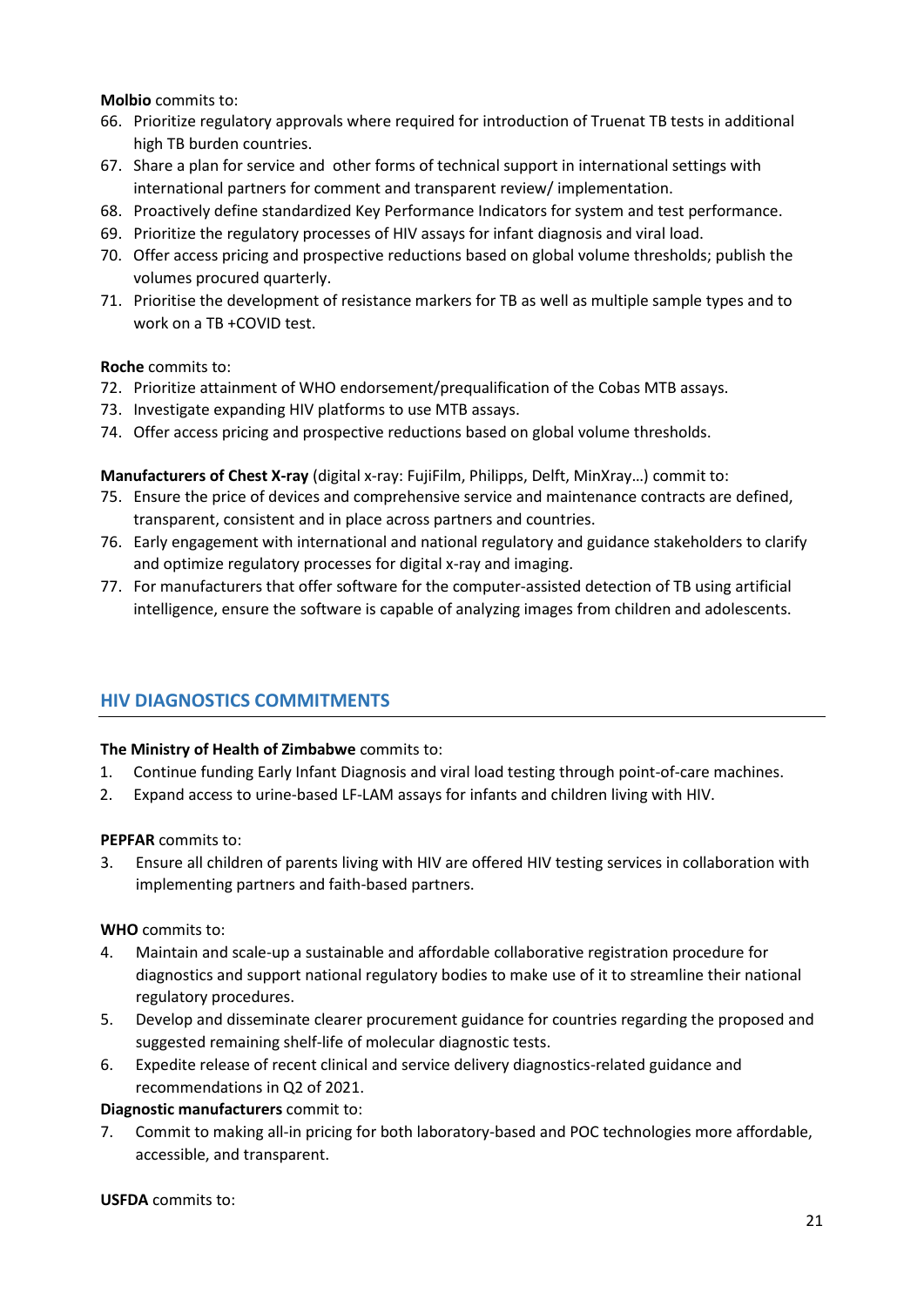**Molbio** commits to:

66. Prioritize regulatory approvals where required for introduction of Truenat TB tests in additional high TB burden countries.
67. Share a plan for service and other forms of technical support in international settings with international partners for comment and transparent review/ implementation.
68. Proactively define standardized Key Performance Indicators for system and test performance.
69. Prioritize the regulatory processes of HIV assays for infant diagnosis and viral load.
70. Offer access pricing and prospective reductions based on global volume thresholds; publish the volumes procured quarterly.
71. Prioritise the development of resistance markers for TB as well as multiple sample types and to work on a TB +COVID test.

**Roche** commits to:

72. Prioritize attainment of WHO endorsement/prequalification of the Cobas MTB assays.
73. Investigate expanding HIV platforms to use MTB assays.
74. Offer access pricing and prospective reductions based on global volume thresholds.

**Manufacturers of Chest X-ray** (digital x-ray: FujiFilm, Philipps, Delft, MinXray…) commit to:

75. Ensure the price of devices and comprehensive service and maintenance contracts are defined, transparent, consistent and in place across partners and countries.
76. Early engagement with international and national regulatory and guidance stakeholders to clarify and optimize regulatory processes for digital x-ray and imaging.
77. For manufacturers that offer software for the computer-assisted detection of TB using artificial intelligence, ensure the software is capable of analyzing images from children and adolescents.

## HIV DIAGNOSTICS COMMITMENTS

**The Ministry of Health of Zimbabwe** commits to:

1. Continue funding Early Infant Diagnosis and viral load testing through point-of-care machines.
2. Expand access to urine-based LF-LAM assays for infants and children living with HIV.

**PEPFAR** commits to:

3. Ensure all children of parents living with HIV are offered HIV testing services in collaboration with implementing partners and faith-based partners.

**WHO** commits to:

4. Maintain and scale-up a sustainable and affordable collaborative registration procedure for diagnostics and support national regulatory bodies to make use of it to streamline their national regulatory procedures.
5. Develop and disseminate clearer procurement guidance for countries regarding the proposed and suggested remaining shelf-life of molecular diagnostic tests.
6. Expedite release of recent clinical and service delivery diagnostics-related guidance and recommendations in Q2 of 2021.

**Diagnostic manufacturers** commit to:

7. Commit to making all-in pricing for both laboratory-based and POC technologies more affordable, accessible, and transparent.

**USFDA** commits to: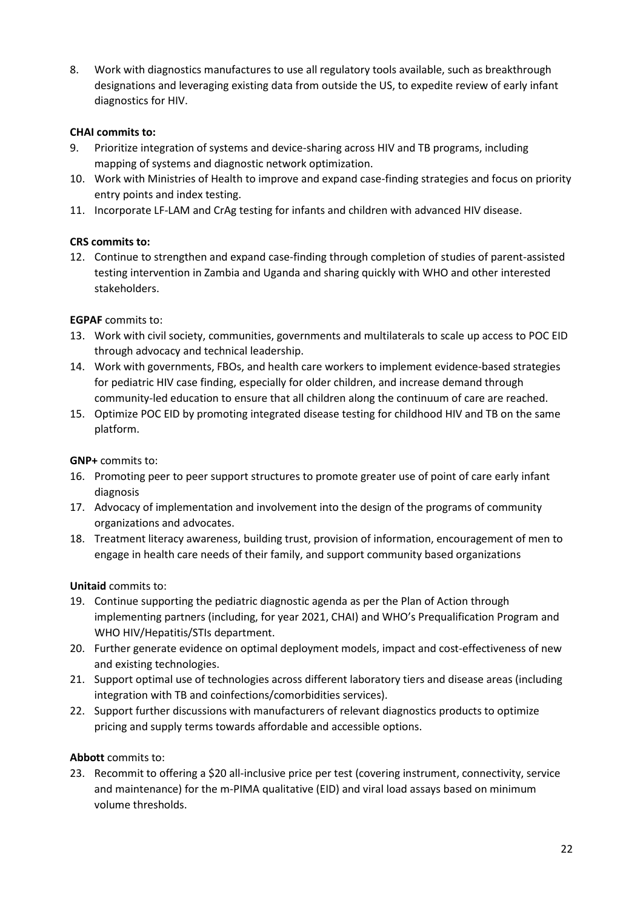8. Work with diagnostics manufactures to use all regulatory tools available, such as breakthrough designations and leveraging existing data from outside the US, to expedite review of early infant diagnostics for HIV.

**CHAI commits to:**

9. Prioritize integration of systems and device-sharing across HIV and TB programs, including mapping of systems and diagnostic network optimization.
10. Work with Ministries of Health to improve and expand case-finding strategies and focus on priority entry points and index testing.
11. Incorporate LF-LAM and CrAg testing for infants and children with advanced HIV disease.

**CRS commits to:**

12. Continue to strengthen and expand case-finding through completion of studies of parent-assisted testing intervention in Zambia and Uganda and sharing quickly with WHO and other interested stakeholders.

**EGPAF** commits to:

13. Work with civil society, communities, governments and multilaterals to scale up access to POC EID through advocacy and technical leadership.
14. Work with governments, FBOs, and health care workers to implement evidence-based strategies for pediatric HIV case finding, especially for older children, and increase demand through community-led education to ensure that all children along the continuum of care are reached.
15. Optimize POC EID by promoting integrated disease testing for childhood HIV and TB on the same platform.

**GNP+** commits to:

16. Promoting peer to peer support structures to promote greater use of point of care early infant diagnosis
17. Advocacy of implementation and involvement into the design of the programs of community organizations and advocates.
18. Treatment literacy awareness, building trust, provision of information, encouragement of men to engage in health care needs of their family, and support community based organizations

**Unitaid** commits to:

19. Continue supporting the pediatric diagnostic agenda as per the Plan of Action through implementing partners (including, for year 2021, CHAI) and WHO's Prequalification Program and WHO HIV/Hepatitis/STIs department.
20. Further generate evidence on optimal deployment models, impact and cost-effectiveness of new and existing technologies.
21. Support optimal use of technologies across different laboratory tiers and disease areas (including integration with TB and coinfections/comorbidities services).
22. Support further discussions with manufacturers of relevant diagnostics products to optimize pricing and supply terms towards affordable and accessible options.

**Abbott** commits to:

23. Recommit to offering a $20 all-inclusive price per test (covering instrument, connectivity, service and maintenance) for the m-PIMA qualitative (EID) and viral load assays based on minimum volume thresholds.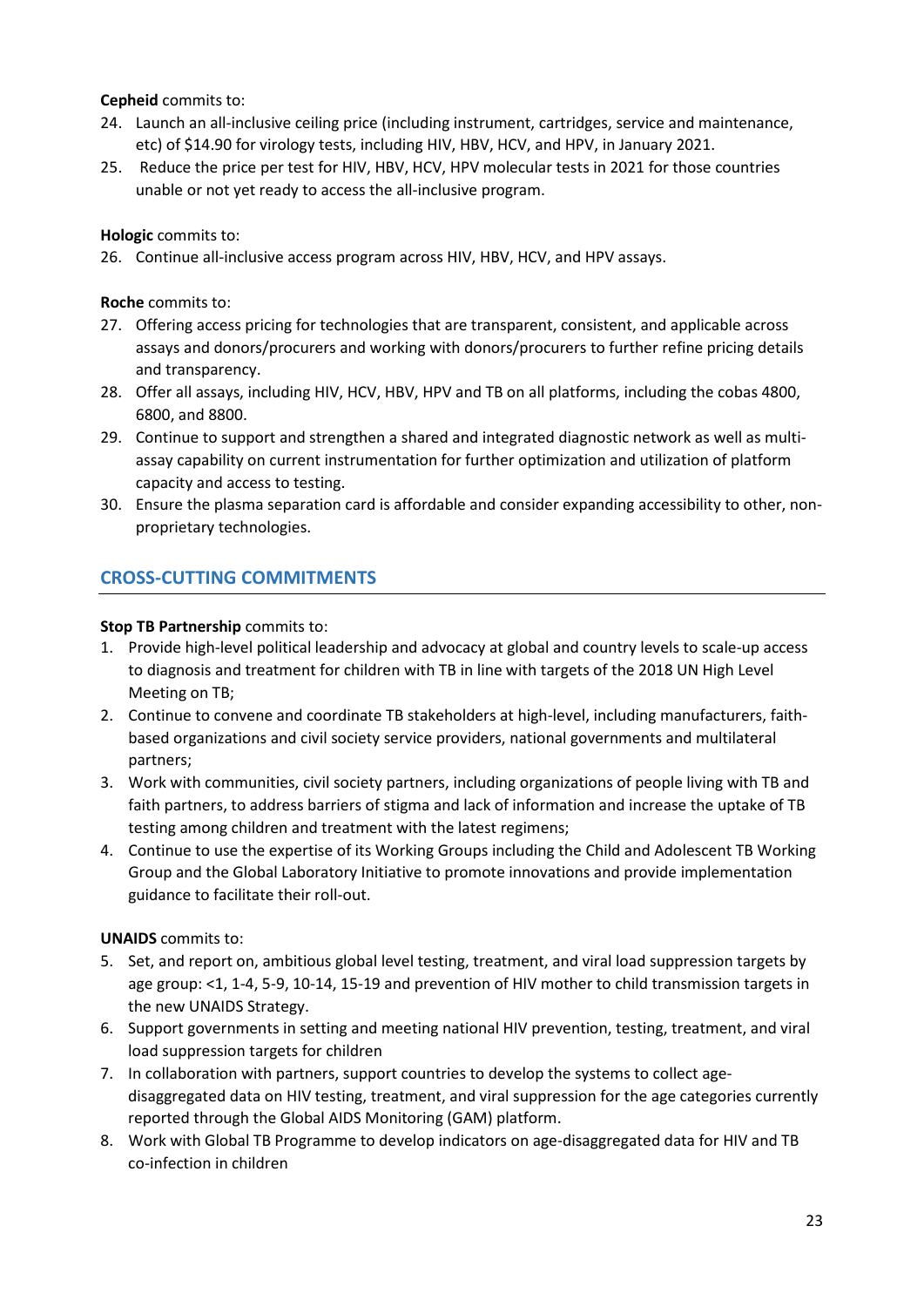**Cepheid** commits to:

24. Launch an all-inclusive ceiling price (including instrument, cartridges, service and maintenance, etc) of $14.90 for virology tests, including HIV, HBV, HCV, and HPV, in January 2021.
25. Reduce the price per test for HIV, HBV, HCV, HPV molecular tests in 2021 for those countries unable or not yet ready to access the all-inclusive program.

**Hologic** commits to:

26. Continue all-inclusive access program across HIV, HBV, HCV, and HPV assays.

**Roche** commits to:

27. Offering access pricing for technologies that are transparent, consistent, and applicable across assays and donors/procurers and working with donors/procurers to further refine pricing details and transparency.
28. Offer all assays, including HIV, HCV, HBV, HPV and TB on all platforms, including the cobas 4800, 6800, and 8800.
29. Continue to support and strengthen a shared and integrated diagnostic network as well as multi-assay capability on current instrumentation for further optimization and utilization of platform capacity and access to testing.
30. Ensure the plasma separation card is affordable and consider expanding accessibility to other, non-proprietary technologies.

## CROSS-CUTTING COMMITMENTS

**Stop TB Partnership** commits to:

1. Provide high-level political leadership and advocacy at global and country levels to scale-up access to diagnosis and treatment for children with TB in line with targets of the 2018 UN High Level Meeting on TB;
2. Continue to convene and coordinate TB stakeholders at high-level, including manufacturers, faith-based organizations and civil society service providers, national governments and multilateral partners;
3. Work with communities, civil society partners, including organizations of people living with TB and faith partners, to address barriers of stigma and lack of information and increase the uptake of TB testing among children and treatment with the latest regimens;
4. Continue to use the expertise of its Working Groups including the Child and Adolescent TB Working Group and the Global Laboratory Initiative to promote innovations and provide implementation guidance to facilitate their roll-out.

**UNAIDS** commits to:

5. Set, and report on, ambitious global level testing, treatment, and viral load suppression targets by age group: <1, 1-4, 5-9, 10-14, 15-19 and prevention of HIV mother to child transmission targets in the new UNAIDS Strategy.
6. Support governments in setting and meeting national HIV prevention, testing, treatment, and viral load suppression targets for children
7. In collaboration with partners, support countries to develop the systems to collect age-disaggregated data on HIV testing, treatment, and viral suppression for the age categories currently reported through the Global AIDS Monitoring (GAM) platform.
8. Work with Global TB Programme to develop indicators on age-disaggregated data for HIV and TB co-infection in children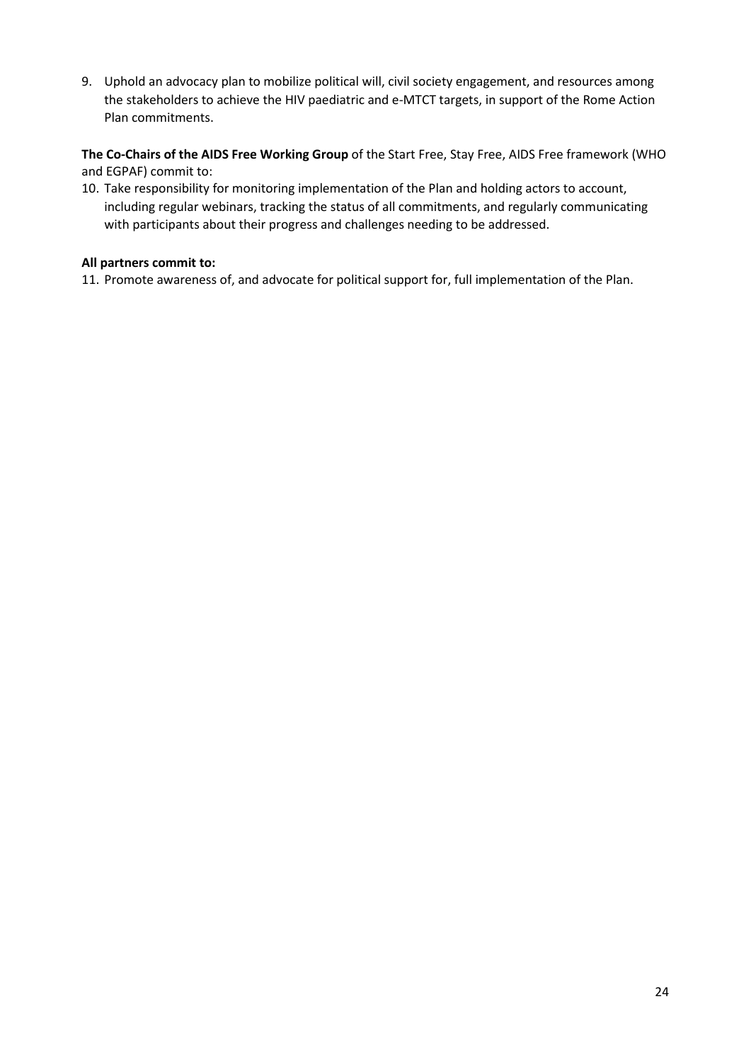9. Uphold an advocacy plan to mobilize political will, civil society engagement, and resources among the stakeholders to achieve the HIV paediatric and e-MTCT targets, in support of the Rome Action Plan commitments.

**The Co-Chairs of the AIDS Free Working Group** of the Start Free, Stay Free, AIDS Free framework (WHO and EGPAF) commit to:

10. Take responsibility for monitoring implementation of the Plan and holding actors to account, including regular webinars, tracking the status of all commitments, and regularly communicating with participants about their progress and challenges needing to be addressed.

**All partners commit to:**

11. Promote awareness of, and advocate for political support for, full implementation of the Plan.